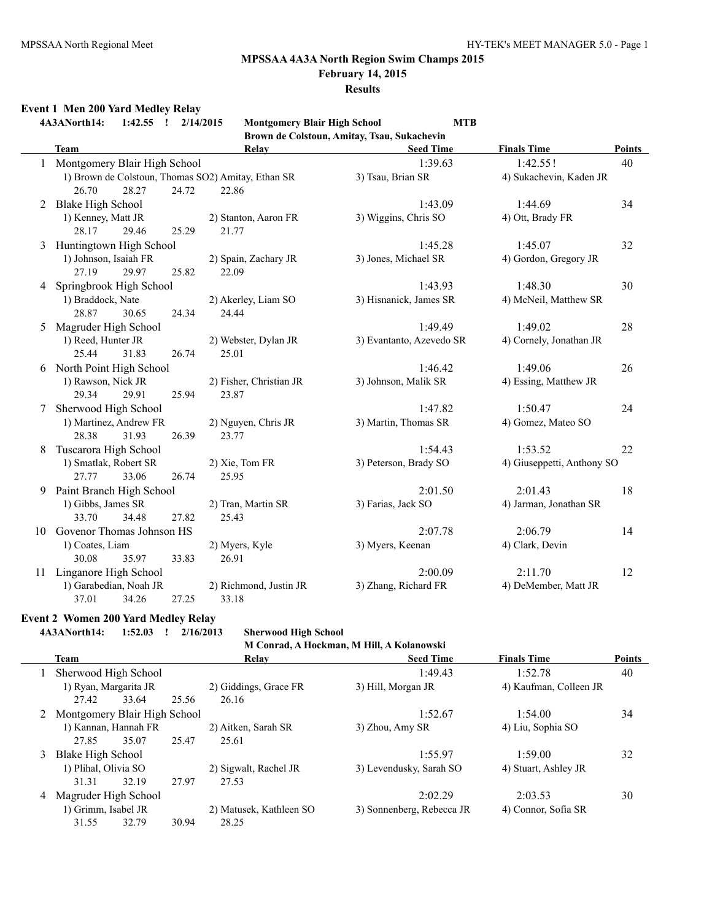## MPSSAA 4A3A North Region Swim Champs 2015

**February 14, 2015**

**Results**

### Event 1 Men 200 Yard Medley Relay

**4A3ANorth14: 1:42.55 ! 2/14/2015 Montgomery Blair High School MTB**
**Brown de Colstoun, Amitay, Tsau, Sukachevin**

| | Team | Relay | Seed Time | Finals Time | Points |
|---|---|---|---|---|---|
| 1 | Montgomery Blair High School | | 1:39.63 | 1:42.55! | 40 |
| | 1) Brown de Colstoun, Thomas SO | 2) Amitay, Ethan SR | 3) Tsau, Brian SR | 4) Sukachevin, Kaden JR | |
| | 26.70 28.27 24.72 22.86 | | | | |
| 2 | Blake High School | | 1:43.09 | 1:44.69 | 34 |
| | 1) Kenney, Matt JR | 2) Stanton, Aaron FR | 3) Wiggins, Chris SO | 4) Ott, Brady FR | |
| | 28.17 29.46 25.29 21.77 | | | | |
| 3 | Huntingtown High School | | 1:45.28 | 1:45.07 | 32 |
| | 1) Johnson, Isaiah FR | 2) Spain, Zachary JR | 3) Jones, Michael SR | 4) Gordon, Gregory JR | |
| | 27.19 29.97 25.82 22.09 | | | | |
| 4 | Springbrook High School | | 1:43.93 | 1:48.30 | 30 |
| | 1) Braddock, Nate | 2) Akerley, Liam SO | 3) Hisnanick, James SR | 4) McNeil, Matthew SR | |
| | 28.87 30.65 24.34 24.44 | | | | |
| 5 | Magruder High School | | 1:49.49 | 1:49.02 | 28 |
| | 1) Reed, Hunter JR | 2) Webster, Dylan JR | 3) Evantanto, Azevedo SR | 4) Cornely, Jonathan JR | |
| | 25.44 31.83 26.74 25.01 | | | | |
| 6 | North Point High School | | 1:46.42 | 1:49.06 | 26 |
| | 1) Rawson, Nick JR | 2) Fisher, Christian JR | 3) Johnson, Malik SR | 4) Essing, Matthew JR | |
| | 29.34 29.91 25.94 23.87 | | | | |
| 7 | Sherwood High School | | 1:47.82 | 1:50.47 | 24 |
| | 1) Martinez, Andrew FR | 2) Nguyen, Chris JR | 3) Martin, Thomas SR | 4) Gomez, Mateo SO | |
| | 28.38 31.93 26.39 23.77 | | | | |
| 8 | Tuscarora High School | | 1:54.43 | 1:53.52 | 22 |
| | 1) Smatlak, Robert SR | 2) Xie, Tom FR | 3) Peterson, Brady SO | 4) Giuseppetti, Anthony SO | |
| | 27.77 33.06 26.74 25.95 | | | | |
| 9 | Paint Branch High School | | 2:01.50 | 2:01.43 | 18 |
| | 1) Gibbs, James SR | 2) Tran, Martin SR | 3) Farias, Jack SO | 4) Jarman, Jonathan SR | |
| | 33.70 34.48 27.82 25.43 | | | | |
| 10 | Govenor Thomas Johnson HS | | 2:07.78 | 2:06.79 | 14 |
| | 1) Coates, Liam | 2) Myers, Kyle | 3) Myers, Keenan | 4) Clark, Devin | |
| | 30.08 35.97 33.83 26.91 | | | | |
| 11 | Linganore High School | | 2:00.09 | 2:11.70 | 12 |
| | 1) Garabedian, Noah JR | 2) Richmond, Justin JR | 3) Zhang, Richard FR | 4) DeMember, Matt JR | |
| | 37.01 34.26 27.25 33.18 | | | | |

### Event 2 Women 200 Yard Medley Relay

**4A3ANorth14: 1:52.03 ! 2/16/2013 Sherwood High School**
**M Conrad, A Hockman, M Hill, A Kolanowski**

| | Team | Relay | Seed Time | Finals Time | Points |
|---|---|---|---|---|---|
| 1 | Sherwood High School | | 1:49.43 | 1:52.78 | 40 |
| | 1) Ryan, Margarita JR | 2) Giddings, Grace FR | 3) Hill, Morgan JR | 4) Kaufman, Colleen JR | |
| | 27.42 33.64 25.56 26.16 | | | | |
| 2 | Montgomery Blair High School | | 1:52.67 | 1:54.00 | 34 |
| | 1) Kannan, Hannah FR | 2) Aitken, Sarah SR | 3) Zhou, Amy SR | 4) Liu, Sophia SO | |
| | 27.85 35.07 25.47 25.61 | | | | |
| 3 | Blake High School | | 1:55.97 | 1:59.00 | 32 |
| | 1) Plihal, Olivia SO | 2) Sigwalt, Rachel JR | 3) Levendusky, Sarah SO | 4) Stuart, Ashley JR | |
| | 31.31 32.19 27.97 27.53 | | | | |
| 4 | Magruder High School | | 2:02.29 | 2:03.53 | 30 |
| | 1) Grimm, Isabel JR | 2) Matusek, Kathleen SO | 3) Sonnenberg, Rebecca JR | 4) Connor, Sofia SR | |
| | 31.55 32.79 30.94 28.25 | | | | |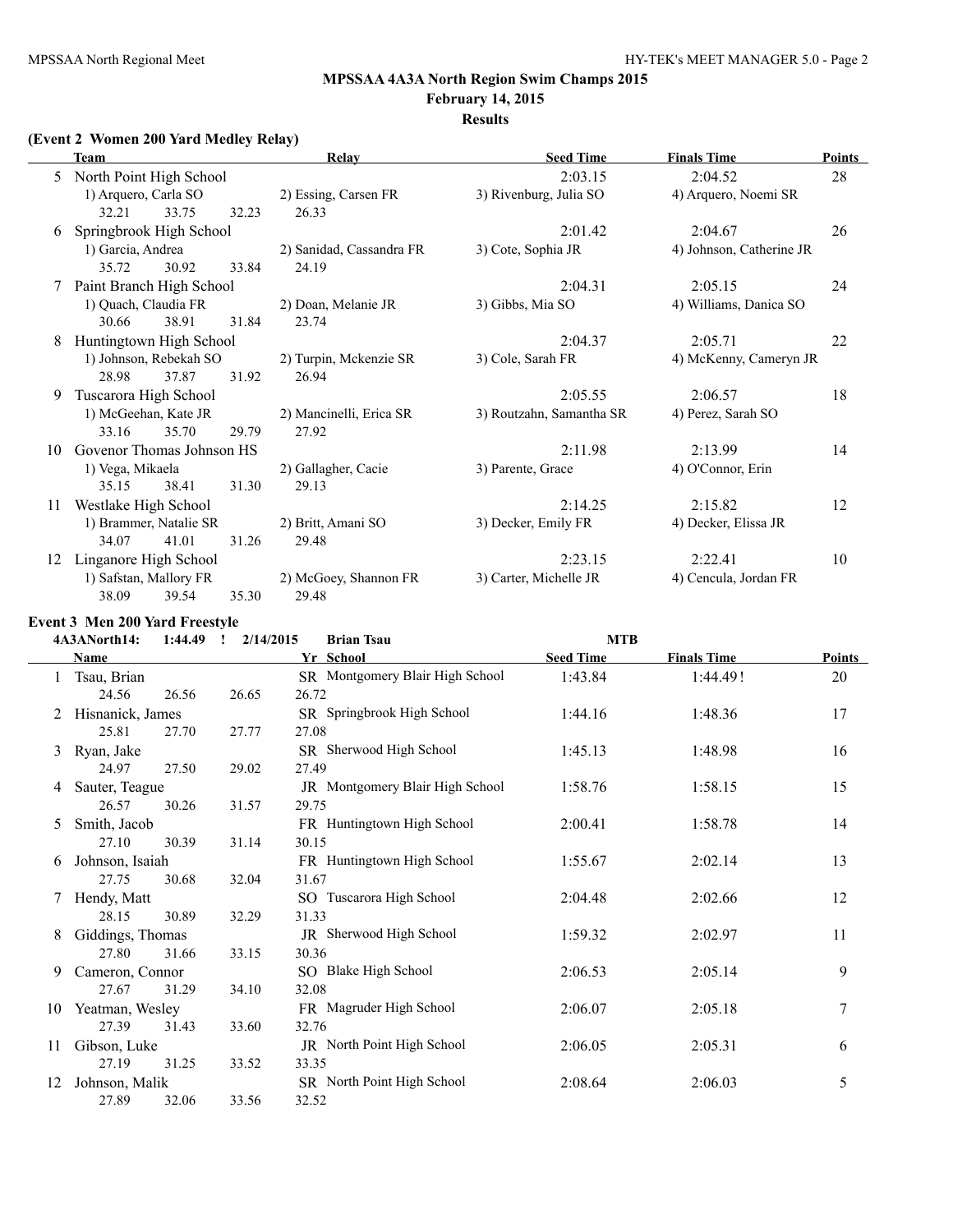## MPSSAA 4A3A North Region Swim Champs 2015

**February 14, 2015**

**Results**

### (Event 2 Women 200 Yard Medley Relay)

| | Team | Relay | | Seed Time | Finals Time | Points |
|---|---|---|---|---|---|---|
| 5 | North Point High School | | | 2:03.15 | 2:04.52 | 28 |
| | 1) Arquero, Carla SO | 2) Essing, Carsen FR | 3) Rivenburg, Julia SO | 4) Arquero, Noemi SR | | |
| | 32.21 33.75 32.23 | 26.33 | | | | |
| 6 | Springbrook High School | | | 2:01.42 | 2:04.67 | 26 |
| | 1) Garcia, Andrea | 2) Sanidad, Cassandra FR | 3) Cote, Sophia JR | 4) Johnson, Catherine JR | | |
| | 35.72 30.92 33.84 | 24.19 | | | | |
| 7 | Paint Branch High School | | | 2:04.31 | 2:05.15 | 24 |
| | 1) Quach, Claudia FR | 2) Doan, Melanie JR | 3) Gibbs, Mia SO | 4) Williams, Danica SO | | |
| | 30.66 38.91 31.84 | 23.74 | | | | |
| 8 | Huntingtown High School | | | 2:04.37 | 2:05.71 | 22 |
| | 1) Johnson, Rebekah SO | 2) Turpin, Mckenzie SR | 3) Cole, Sarah FR | 4) McKenny, Cameryn JR | | |
| | 28.98 37.87 31.92 | 26.94 | | | | |
| 9 | Tuscarora High School | | | 2:05.55 | 2:06.57 | 18 |
| | 1) McGeehan, Kate JR | 2) Mancinelli, Erica SR | 3) Routzahn, Samantha SR | 4) Perez, Sarah SO | | |
| | 33.16 35.70 29.79 | 27.92 | | | | |
| 10 | Govenor Thomas Johnson HS | | | 2:11.98 | 2:13.99 | 14 |
| | 1) Vega, Mikaela | 2) Gallagher, Cacie | 3) Parente, Grace | 4) O'Connor, Erin | | |
| | 35.15 38.41 31.30 | 29.13 | | | | |
| 11 | Westlake High School | | | 2:14.25 | 2:15.82 | 12 |
| | 1) Brammer, Natalie SR | 2) Britt, Amani SO | 3) Decker, Emily FR | 4) Decker, Elissa JR | | |
| | 34.07 41.01 31.26 | 29.48 | | | | |
| 12 | Linganore High School | | | 2:23.15 | 2:22.41 | 10 |
| | 1) Safstan, Mallory FR | 2) McGoey, Shannon FR | 3) Carter, Michelle JR | 4) Cencula, Jordan FR | | |
| | 38.09 39.54 35.30 | 29.48 | | | | |

### Event 3 Men 200 Yard Freestyle

4A3ANorth14: 1:44.49 ! 2/14/2015 Brian Tsau MTB

| | Name | Yr | School | Seed Time | Finals Time | Points |
|---|---|---|---|---|---|---|
| 1 | Tsau, Brian | SR | Montgomery Blair High School | 1:43.84 | 1:44.49! | 20 |
| | 24.56 26.56 26.65 26.72 | | | | | |
| 2 | Hisnanick, James | SR | Springbrook High School | 1:44.16 | 1:48.36 | 17 |
| | 25.81 27.70 27.77 27.08 | | | | | |
| 3 | Ryan, Jake | SR | Sherwood High School | 1:45.13 | 1:48.98 | 16 |
| | 24.97 27.50 29.02 27.49 | | | | | |
| 4 | Sauter, Teague | JR | Montgomery Blair High School | 1:58.76 | 1:58.15 | 15 |
| | 26.57 30.26 31.57 29.75 | | | | | |
| 5 | Smith, Jacob | FR | Huntingtown High School | 2:00.41 | 1:58.78 | 14 |
| | 27.10 30.39 31.14 30.15 | | | | | |
| 6 | Johnson, Isaiah | FR | Huntingtown High School | 1:55.67 | 2:02.14 | 13 |
| | 27.75 30.68 32.04 31.67 | | | | | |
| 7 | Hendy, Matt | SO | Tuscarora High School | 2:04.48 | 2:02.66 | 12 |
| | 28.15 30.89 32.29 31.33 | | | | | |
| 8 | Giddings, Thomas | JR | Sherwood High School | 1:59.32 | 2:02.97 | 11 |
| | 27.80 31.66 33.15 30.36 | | | | | |
| 9 | Cameron, Connor | SO | Blake High School | 2:06.53 | 2:05.14 | 9 |
| | 27.67 31.29 34.10 32.08 | | | | | |
| 10 | Yeatman, Wesley | FR | Magruder High School | 2:06.07 | 2:05.18 | 7 |
| | 27.39 31.43 33.60 32.76 | | | | | |
| 11 | Gibson, Luke | JR | North Point High School | 2:06.05 | 2:05.31 | 6 |
| | 27.19 31.25 33.52 33.35 | | | | | |
| 12 | Johnson, Malik | SR | North Point High School | 2:08.64 | 2:06.03 | 5 |
| | 27.89 32.06 33.56 32.52 | | | | | |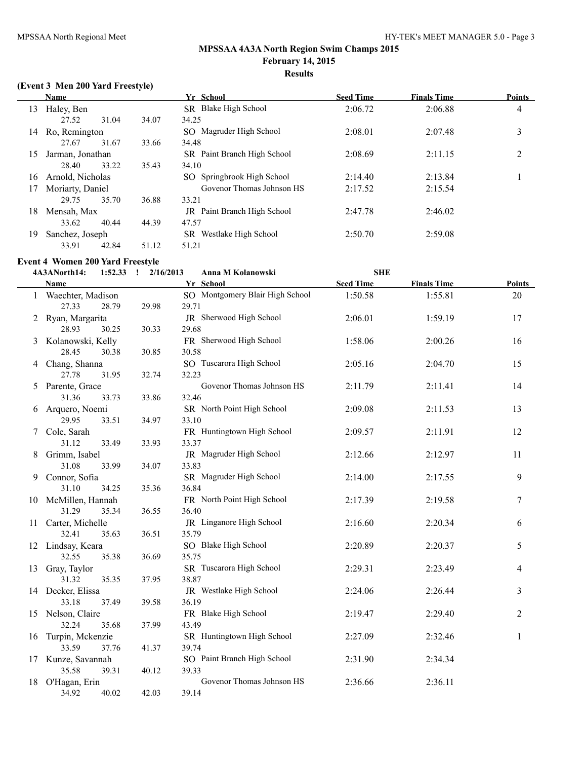## MPSSAA 4A3A North Region Swim Champs 2015

**February 14, 2015**

**Results**

### (Event 3 Men 200 Yard Freestyle)

| | Name | Yr | School | Seed Time | Finals Time | Points |
|---|---|---|---|---|---|---|
| 13 | Haley, Ben | SR | Blake High School | 2:06.72 | 2:06.88 | 4 |
| | 27.52 31.04 34.07 34.25 | | | | | |
| 14 | Ro, Remington | SO | Magruder High School | 2:08.01 | 2:07.48 | 3 |
| | 27.67 31.67 33.66 34.48 | | | | | |
| 15 | Jarman, Jonathan | SR | Paint Branch High School | 2:08.69 | 2:11.15 | 2 |
| | 28.40 33.22 35.43 34.10 | | | | | |
| 16 | Arnold, Nicholas | SO | Springbrook High School | 2:14.40 | 2:13.84 | 1 |
| 17 | Moriarty, Daniel | | Govenor Thomas Johnson HS | 2:17.52 | 2:15.54 | |
| | 29.75 35.70 36.88 33.21 | | | | | |
| 18 | Mensah, Max | JR | Paint Branch High School | 2:47.78 | 2:46.02 | |
| | 33.62 40.44 44.39 47.57 | | | | | |
| 19 | Sanchez, Joseph | SR | Westlake High School | 2:50.70 | 2:59.08 | |
| | 33.91 42.84 51.12 51.21 | | | | | |

### Event 4 Women 200 Yard Freestyle

**4A3ANorth14: 1:52.33 ! 2/16/2013 Anna M Kolanowski SHE**

| | Name | Yr | School | Seed Time | Finals Time | Points |
|---|---|---|---|---|---|---|
| 1 | Waechter, Madison | SO | Montgomery Blair High School | 1:50.58 | 1:55.81 | 20 |
| | 27.33 28.79 29.98 29.71 | | | | | |
| 2 | Ryan, Margarita | JR | Sherwood High School | 2:06.01 | 1:59.19 | 17 |
| | 28.93 30.25 30.33 29.68 | | | | | |
| 3 | Kolanowski, Kelly | FR | Sherwood High School | 1:58.06 | 2:00.26 | 16 |
| | 28.45 30.38 30.85 30.58 | | | | | |
| 4 | Chang, Shanna | SO | Tuscarora High School | 2:05.16 | 2:04.70 | 15 |
| | 27.78 31.95 32.74 32.23 | | | | | |
| 5 | Parente, Grace | | Govenor Thomas Johnson HS | 2:11.79 | 2:11.41 | 14 |
| | 31.36 33.73 33.86 32.46 | | | | | |
| 6 | Arquero, Noemi | SR | North Point High School | 2:09.08 | 2:11.53 | 13 |
| | 29.95 33.51 34.97 33.10 | | | | | |
| 7 | Cole, Sarah | FR | Huntingtown High School | 2:09.57 | 2:11.91 | 12 |
| | 31.12 33.49 33.93 33.37 | | | | | |
| 8 | Grimm, Isabel | JR | Magruder High School | 2:12.66 | 2:12.97 | 11 |
| | 31.08 33.99 34.07 33.83 | | | | | |
| 9 | Connor, Sofia | SR | Magruder High School | 2:14.00 | 2:17.55 | 9 |
| | 31.10 34.25 35.36 36.84 | | | | | |
| 10 | McMillen, Hannah | FR | North Point High School | 2:17.39 | 2:19.58 | 7 |
| | 31.29 35.34 36.55 36.40 | | | | | |
| 11 | Carter, Michelle | JR | Linganore High School | 2:16.60 | 2:20.34 | 6 |
| | 32.41 35.63 36.51 35.79 | | | | | |
| 12 | Lindsay, Keara | SO | Blake High School | 2:20.89 | 2:20.37 | 5 |
| | 32.55 35.38 36.69 35.75 | | | | | |
| 13 | Gray, Taylor | SR | Tuscarora High School | 2:29.31 | 2:23.49 | 4 |
| | 31.32 35.35 37.95 38.87 | | | | | |
| 14 | Decker, Elissa | JR | Westlake High School | 2:24.06 | 2:26.44 | 3 |
| | 33.18 37.49 39.58 36.19 | | | | | |
| 15 | Nelson, Claire | FR | Blake High School | 2:19.47 | 2:29.40 | 2 |
| | 32.24 35.68 37.99 43.49 | | | | | |
| 16 | Turpin, Mckenzie | SR | Huntingtown High School | 2:27.09 | 2:32.46 | 1 |
| | 33.59 37.76 41.37 39.74 | | | | | |
| 17 | Kunze, Savannah | SO | Paint Branch High School | 2:31.90 | 2:34.34 | |
| | 35.58 39.31 40.12 39.33 | | | | | |
| 18 | O'Hagan, Erin | | Govenor Thomas Johnson HS | 2:36.66 | 2:36.11 | |
| | 34.92 40.02 42.03 39.14 | | | | | |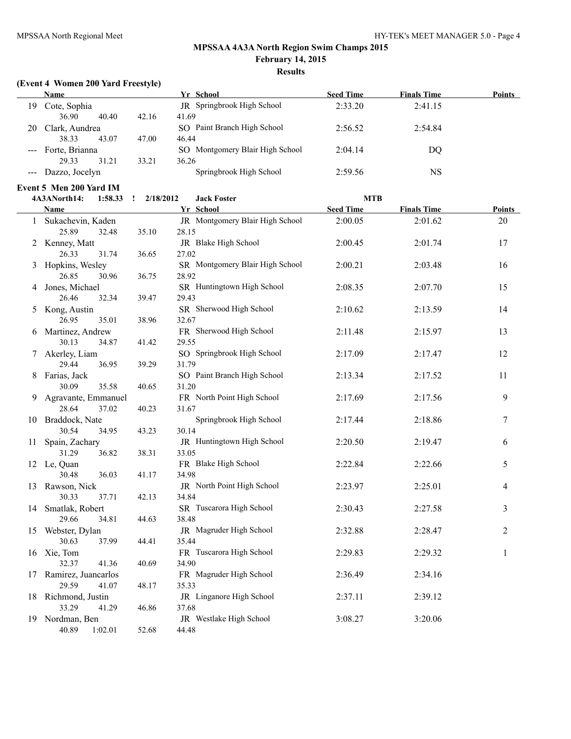# MPSSAA 4A3A North Region Swim Champs 2015

**February 14, 2015**

**Results**

### (Event 4 Women 200 Yard Freestyle)

| | Name | Yr | School | Seed Time | Finals Time | Points |
|---|---|---|---|---|---|---|
| 19 | Cote, Sophia | JR | Springbrook High School | 2:33.20 | 2:41.15 | |
| | 36.90 40.40 42.16 41.69 | | | | | |
| 20 | Clark, Aundrea | SO | Paint Branch High School | 2:56.52 | 2:54.84 | |
| | 38.33 43.07 47.00 46.44 | | | | | |
| --- | Forte, Brianna | SO | Montgomery Blair High School | 2:04.14 | DQ | |
| | 29.33 31.21 33.21 36.26 | | | | | |
| --- | Dazzo, Jocelyn | | Springbrook High School | 2:59.56 | NS | |

### Event 5 Men 200 Yard IM

4A3ANorth14: 1:58.33 ! 2/18/2012 Jack Foster MTB

| | Name | Yr | School | Seed Time | Finals Time | Points |
|---|---|---|---|---|---|---|
| 1 | Sukachevin, Kaden | JR | Montgomery Blair High School | 2:00.05 | 2:01.62 | 20 |
| | 25.89 32.48 35.10 28.15 | | | | | |
| 2 | Kenney, Matt | JR | Blake High School | 2:00.45 | 2:01.74 | 17 |
| | 26.33 31.74 36.65 27.02 | | | | | |
| 3 | Hopkins, Wesley | SR | Montgomery Blair High School | 2:00.21 | 2:03.48 | 16 |
| | 26.85 30.96 36.75 28.92 | | | | | |
| 4 | Jones, Michael | SR | Huntingtown High School | 2:08.35 | 2:07.70 | 15 |
| | 26.46 32.34 39.47 29.43 | | | | | |
| 5 | Kong, Austin | SR | Sherwood High School | 2:10.62 | 2:13.59 | 14 |
| | 26.95 35.01 38.96 32.67 | | | | | |
| 6 | Martinez, Andrew | FR | Sherwood High School | 2:11.48 | 2:15.97 | 13 |
| | 30.13 34.87 41.42 29.55 | | | | | |
| 7 | Akerley, Liam | SO | Springbrook High School | 2:17.09 | 2:17.47 | 12 |
| | 29.44 36.95 39.29 31.79 | | | | | |
| 8 | Farias, Jack | SO | Paint Branch High School | 2:13.34 | 2:17.52 | 11 |
| | 30.09 35.58 40.65 31.20 | | | | | |
| 9 | Agravante, Emmanuel | FR | North Point High School | 2:17.69 | 2:17.56 | 9 |
| | 28.64 37.02 40.23 31.67 | | | | | |
| 10 | Braddock, Nate | | Springbrook High School | 2:17.44 | 2:18.86 | 7 |
| | 30.54 34.95 43.23 30.14 | | | | | |
| 11 | Spain, Zachary | JR | Huntingtown High School | 2:20.50 | 2:19.47 | 6 |
| | 31.29 36.82 38.31 33.05 | | | | | |
| 12 | Le, Quan | FR | Blake High School | 2:22.84 | 2:22.66 | 5 |
| | 30.48 36.03 41.17 34.98 | | | | | |
| 13 | Rawson, Nick | JR | North Point High School | 2:23.97 | 2:25.01 | 4 |
| | 30.33 37.71 42.13 34.84 | | | | | |
| 14 | Smatlak, Robert | SR | Tuscarora High School | 2:30.43 | 2:27.58 | 3 |
| | 29.66 34.81 44.63 38.48 | | | | | |
| 15 | Webster, Dylan | JR | Magruder High School | 2:32.88 | 2:28.47 | 2 |
| | 30.63 37.99 44.41 35.44 | | | | | |
| 16 | Xie, Tom | FR | Tuscarora High School | 2:29.83 | 2:29.32 | 1 |
| | 32.37 41.36 40.69 34.90 | | | | | |
| 17 | Ramirez, Juancarlos | FR | Magruder High School | 2:36.49 | 2:34.16 | |
| | 29.59 41.07 48.17 35.33 | | | | | |
| 18 | Richmond, Justin | JR | Linganore High School | 2:37.11 | 2:39.12 | |
| | 33.29 41.29 46.86 37.68 | | | | | |
| 19 | Nordman, Ben | JR | Westlake High School | 3:08.27 | 3:20.06 | |
| | 40.89 1:02.01 52.68 44.48 | | | | | |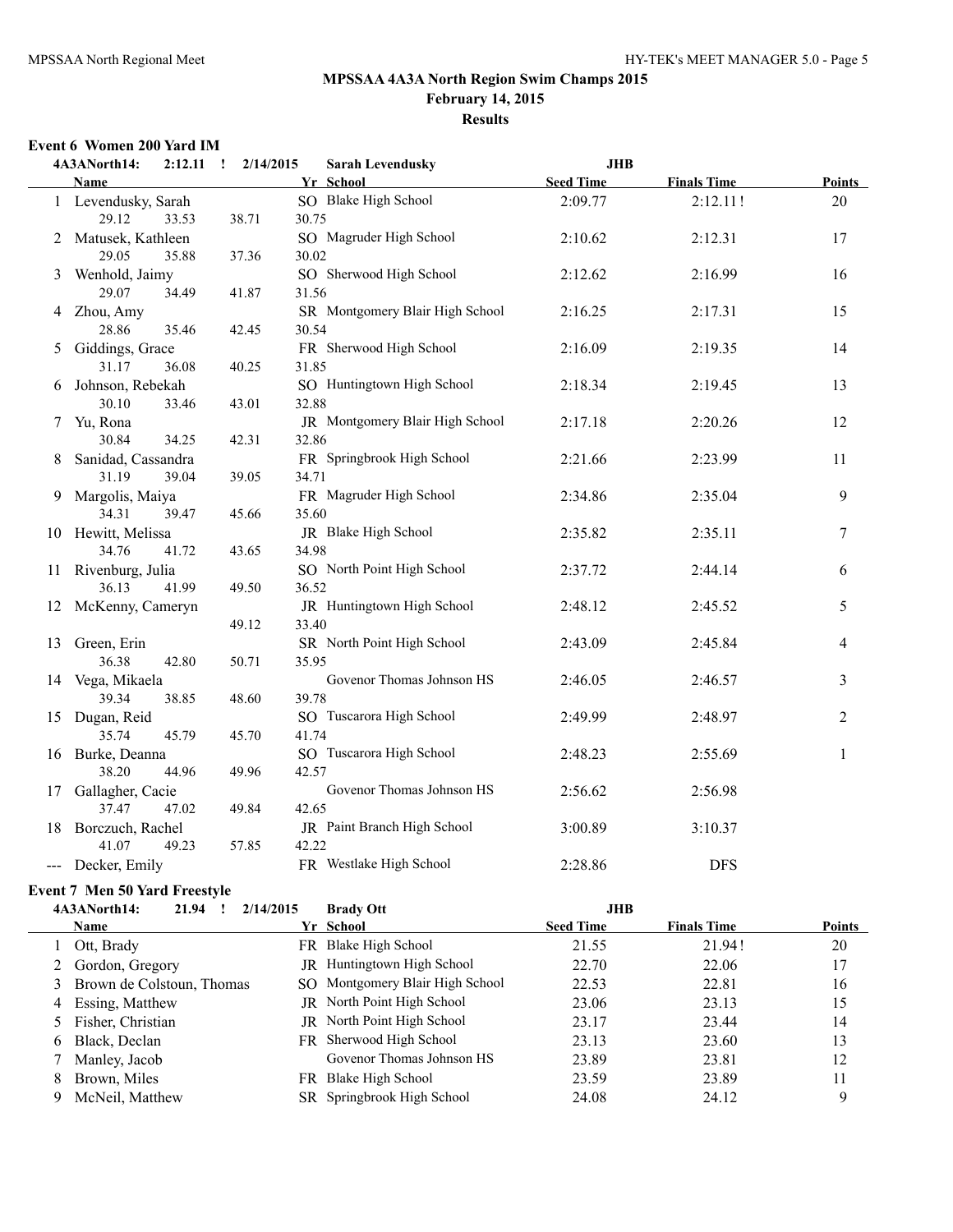**MPSSAA 4A3A North Region Swim Champs 2015**
**February 14, 2015**
**Results**

### Event 6 Women 200 Yard IM

4A3ANorth14: 2:12.11 ! 2/14/2015 Sarah Levendusky JHB

| | Name | Yr | School | Seed Time | Finals Time | Points |
|---|---|---|---|---|---|---|
| 1 | Levendusky, Sarah | SO | Blake High School | 2:09.77 | 2:12.11! | 20 |
| | 29.12 33.53 38.71 30.75 | | | | | |
| 2 | Matusek, Kathleen | SO | Magruder High School | 2:10.62 | 2:12.31 | 17 |
| | 29.05 35.88 37.36 30.02 | | | | | |
| 3 | Wenhold, Jaimy | SO | Sherwood High School | 2:12.62 | 2:16.99 | 16 |
| | 29.07 34.49 41.87 31.56 | | | | | |
| 4 | Zhou, Amy | SR | Montgomery Blair High School | 2:16.25 | 2:17.31 | 15 |
| | 28.86 35.46 42.45 30.54 | | | | | |
| 5 | Giddings, Grace | FR | Sherwood High School | 2:16.09 | 2:19.35 | 14 |
| | 31.17 36.08 40.25 31.85 | | | | | |
| 6 | Johnson, Rebekah | SO | Huntingtown High School | 2:18.34 | 2:19.45 | 13 |
| | 30.10 33.46 43.01 32.88 | | | | | |
| 7 | Yu, Rona | JR | Montgomery Blair High School | 2:17.18 | 2:20.26 | 12 |
| | 30.84 34.25 42.31 32.86 | | | | | |
| 8 | Sanidad, Cassandra | FR | Springbrook High School | 2:21.66 | 2:23.99 | 11 |
| | 31.19 39.04 39.05 34.71 | | | | | |
| 9 | Margolis, Maiya | FR | Magruder High School | 2:34.86 | 2:35.04 | 9 |
| | 34.31 39.47 45.66 35.60 | | | | | |
| 10 | Hewitt, Melissa | JR | Blake High School | 2:35.82 | 2:35.11 | 7 |
| | 34.76 41.72 43.65 34.98 | | | | | |
| 11 | Rivenburg, Julia | SO | North Point High School | 2:37.72 | 2:44.14 | 6 |
| | 36.13 41.99 49.50 36.52 | | | | | |
| 12 | McKenny, Cameryn | JR | Huntingtown High School | 2:48.12 | 2:45.52 | 5 |
| | 49.12 33.40 | | | | | |
| 13 | Green, Erin | SR | North Point High School | 2:43.09 | 2:45.84 | 4 |
| | 36.38 42.80 50.71 35.95 | | | | | |
| 14 | Vega, Mikaela | | Govenor Thomas Johnson HS | 2:46.05 | 2:46.57 | 3 |
| | 39.34 38.85 48.60 39.78 | | | | | |
| 15 | Dugan, Reid | SO | Tuscarora High School | 2:49.99 | 2:48.97 | 2 |
| | 35.74 45.79 45.70 41.74 | | | | | |
| 16 | Burke, Deanna | SO | Tuscarora High School | 2:48.23 | 2:55.69 | 1 |
| | 38.20 44.96 49.96 42.57 | | | | | |
| 17 | Gallagher, Cacie | | Govenor Thomas Johnson HS | 2:56.62 | 2:56.98 | |
| | 37.47 47.02 49.84 42.65 | | | | | |
| 18 | Borczuch, Rachel | JR | Paint Branch High School | 3:00.89 | 3:10.37 | |
| | 41.07 49.23 57.85 42.22 | | | | | |
| --- | Decker, Emily | FR | Westlake High School | 2:28.86 | DFS | |

### Event 7 Men 50 Yard Freestyle

4A3ANorth14: 21.94 ! 2/14/2015 Brady Ott JHB

| | Name | Yr | School | Seed Time | Finals Time | Points |
|---|---|---|---|---|---|---|
| 1 | Ott, Brady | FR | Blake High School | 21.55 | 21.94! | 20 |
| 2 | Gordon, Gregory | JR | Huntingtown High School | 22.70 | 22.06 | 17 |
| 3 | Brown de Colstoun, Thomas | SO | Montgomery Blair High School | 22.53 | 22.81 | 16 |
| 4 | Essing, Matthew | JR | North Point High School | 23.06 | 23.13 | 15 |
| 5 | Fisher, Christian | JR | North Point High School | 23.17 | 23.44 | 14 |
| 6 | Black, Declan | FR | Sherwood High School | 23.13 | 23.60 | 13 |
| 7 | Manley, Jacob | | Govenor Thomas Johnson HS | 23.89 | 23.81 | 12 |
| 8 | Brown, Miles | FR | Blake High School | 23.59 | 23.89 | 11 |
| 9 | McNeil, Matthew | SR | Springbrook High School | 24.08 | 24.12 | 9 |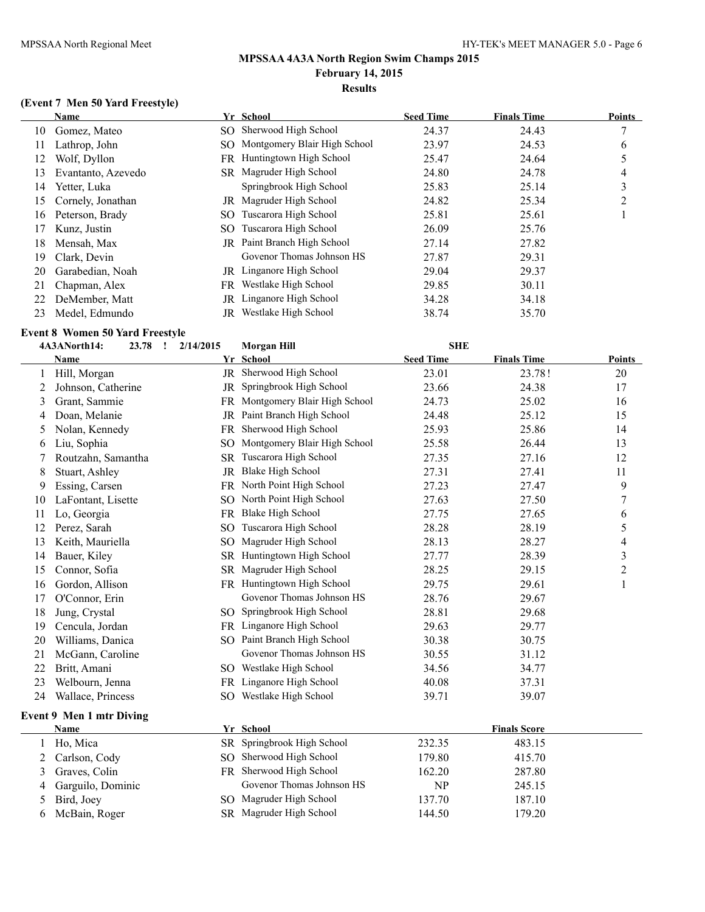## MPSSAA 4A3A North Region Swim Champs 2015

**February 14, 2015**

**Results**

### (Event 7 Men 50 Yard Freestyle)

| | Name | Yr | School | Seed Time | Finals Time | Points |
|---|---|---|---|---|---|---|
| 10 | Gomez, Mateo | SO | Sherwood High School | 24.37 | 24.43 | 7 |
| 11 | Lathrop, John | SO | Montgomery Blair High School | 23.97 | 24.53 | 6 |
| 12 | Wolf, Dyllon | FR | Huntingtown High School | 25.47 | 24.64 | 5 |
| 13 | Evantanto, Azevedo | SR | Magruder High School | 24.80 | 24.78 | 4 |
| 14 | Yetter, Luka | | Springbrook High School | 25.83 | 25.14 | 3 |
| 15 | Cornely, Jonathan | JR | Magruder High School | 24.82 | 25.34 | 2 |
| 16 | Peterson, Brady | SO | Tuscarora High School | 25.81 | 25.61 | 1 |
| 17 | Kunz, Justin | SO | Tuscarora High School | 26.09 | 25.76 | |
| 18 | Mensah, Max | JR | Paint Branch High School | 27.14 | 27.82 | |
| 19 | Clark, Devin | | Govenor Thomas Johnson HS | 27.87 | 29.31 | |
| 20 | Garabedian, Noah | JR | Linganore High School | 29.04 | 29.37 | |
| 21 | Chapman, Alex | FR | Westlake High School | 29.85 | 30.11 | |
| 22 | DeMember, Matt | JR | Linganore High School | 34.28 | 34.18 | |
| 23 | Medel, Edmundo | JR | Westlake High School | 38.74 | 35.70 | |

### Event 8 Women 50 Yard Freestyle

4A3ANorth14: 23.78 ! 2/14/2015 Morgan Hill SHE

| | Name | Yr | School | Seed Time | Finals Time | Points |
|---|---|---|---|---|---|---|
| 1 | Hill, Morgan | JR | Sherwood High School | 23.01 | 23.78! | 20 |
| 2 | Johnson, Catherine | JR | Springbrook High School | 23.66 | 24.38 | 17 |
| 3 | Grant, Sammie | FR | Montgomery Blair High School | 24.73 | 25.02 | 16 |
| 4 | Doan, Melanie | JR | Paint Branch High School | 24.48 | 25.12 | 15 |
| 5 | Nolan, Kennedy | FR | Sherwood High School | 25.93 | 25.86 | 14 |
| 6 | Liu, Sophia | SO | Montgomery Blair High School | 25.58 | 26.44 | 13 |
| 7 | Routzahn, Samantha | SR | Tuscarora High School | 27.35 | 27.16 | 12 |
| 8 | Stuart, Ashley | JR | Blake High School | 27.31 | 27.41 | 11 |
| 9 | Essing, Carsen | FR | North Point High School | 27.23 | 27.47 | 9 |
| 10 | LaFontant, Lisette | SO | North Point High School | 27.63 | 27.50 | 7 |
| 11 | Lo, Georgia | FR | Blake High School | 27.75 | 27.65 | 6 |
| 12 | Perez, Sarah | SO | Tuscarora High School | 28.28 | 28.19 | 5 |
| 13 | Keith, Mauriella | SO | Magruder High School | 28.13 | 28.27 | 4 |
| 14 | Bauer, Kiley | SR | Huntingtown High School | 27.77 | 28.39 | 3 |
| 15 | Connor, Sofia | SR | Magruder High School | 28.25 | 29.15 | 2 |
| 16 | Gordon, Allison | FR | Huntingtown High School | 29.75 | 29.61 | 1 |
| 17 | O'Connor, Erin | | Govenor Thomas Johnson HS | 28.76 | 29.67 | |
| 18 | Jung, Crystal | SO | Springbrook High School | 28.81 | 29.68 | |
| 19 | Cencula, Jordan | FR | Linganore High School | 29.63 | 29.77 | |
| 20 | Williams, Danica | SO | Paint Branch High School | 30.38 | 30.75 | |
| 21 | McGann, Caroline | | Govenor Thomas Johnson HS | 30.55 | 31.12 | |
| 22 | Britt, Amani | SO | Westlake High School | 34.56 | 34.77 | |
| 23 | Welbourn, Jenna | FR | Linganore High School | 40.08 | 37.31 | |
| 24 | Wallace, Princess | SO | Westlake High School | 39.71 | 39.07 | |

### Event 9 Men 1 mtr Diving

| | Name | Yr | School | | Finals Score |
|---|---|---|---|---|---|
| 1 | Ho, Mica | SR | Springbrook High School | 232.35 | 483.15 |
| 2 | Carlson, Cody | SO | Sherwood High School | 179.80 | 415.70 |
| 3 | Graves, Colin | FR | Sherwood High School | 162.20 | 287.80 |
| 4 | Garguilo, Dominic | | Govenor Thomas Johnson HS | NP | 245.15 |
| 5 | Bird, Joey | SO | Magruder High School | 137.70 | 187.10 |
| 6 | McBain, Roger | SR | Magruder High School | 144.50 | 179.20 |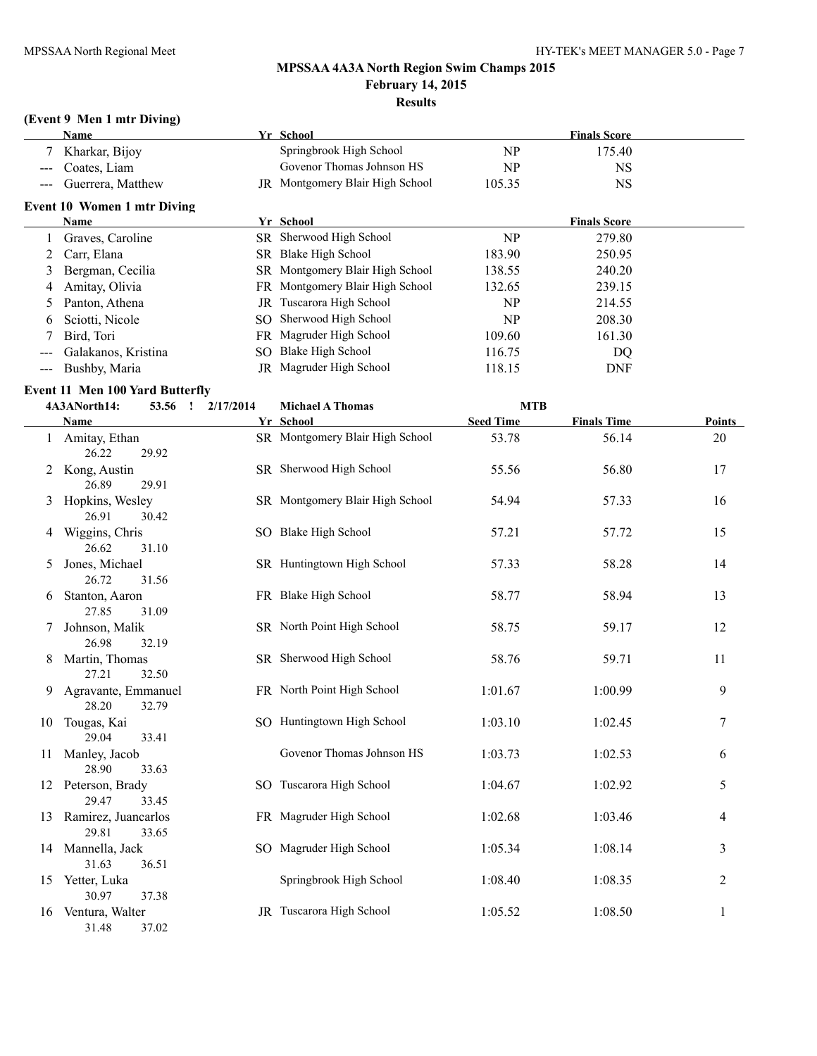## MPSSAA 4A3A North Region Swim Champs 2015

**February 14, 2015**

**Results**

### (Event 9 Men 1 mtr Diving)

| | Name | Yr | School | | Finals Score |
|---|---|---|---|---|---|
| 7 | Kharkar, Bijoy | | Springbrook High School | NP | 175.40 |
| --- | Coates, Liam | | Govenor Thomas Johnson HS | NP | NS |
| --- | Guerrera, Matthew | JR | Montgomery Blair High School | 105.35 | NS |

### Event 10 Women 1 mtr Diving

| | Name | Yr | School | | Finals Score |
|---|---|---|---|---|---|
| 1 | Graves, Caroline | SR | Sherwood High School | NP | 279.80 |
| 2 | Carr, Elana | SR | Blake High School | 183.90 | 250.95 |
| 3 | Bergman, Cecilia | SR | Montgomery Blair High School | 138.55 | 240.20 |
| 4 | Amitay, Olivia | FR | Montgomery Blair High School | 132.65 | 239.15 |
| 5 | Panton, Athena | JR | Tuscarora High School | NP | 214.55 |
| 6 | Sciotti, Nicole | SO | Sherwood High School | NP | 208.30 |
| 7 | Bird, Tori | FR | Magruder High School | 109.60 | 161.30 |
| --- | Galakanos, Kristina | SO | Blake High School | 116.75 | DQ |
| --- | Bushby, Maria | JR | Magruder High School | 118.15 | DNF |

### Event 11 Men 100 Yard Butterfly

4A3ANorth14: 53.56 ! 2/17/2014 Michael A Thomas MTB

| | Name | Yr | School | Seed Time | Finals Time | Points |
|---|---|---|---|---|---|---|
| 1 | Amitay, Ethan | SR | Montgomery Blair High School | 53.78 | 56.14 | 20 |
| | 26.22 29.92 | | | | | |
| 2 | Kong, Austin | SR | Sherwood High School | 55.56 | 56.80 | 17 |
| | 26.89 29.91 | | | | | |
| 3 | Hopkins, Wesley | SR | Montgomery Blair High School | 54.94 | 57.33 | 16 |
| | 26.91 30.42 | | | | | |
| 4 | Wiggins, Chris | SO | Blake High School | 57.21 | 57.72 | 15 |
| | 26.62 31.10 | | | | | |
| 5 | Jones, Michael | SR | Huntingtown High School | 57.33 | 58.28 | 14 |
| | 26.72 31.56 | | | | | |
| 6 | Stanton, Aaron | FR | Blake High School | 58.77 | 58.94 | 13 |
| | 27.85 31.09 | | | | | |
| 7 | Johnson, Malik | SR | North Point High School | 58.75 | 59.17 | 12 |
| | 26.98 32.19 | | | | | |
| 8 | Martin, Thomas | SR | Sherwood High School | 58.76 | 59.71 | 11 |
| | 27.21 32.50 | | | | | |
| 9 | Agravante, Emmanuel | FR | North Point High School | 1:01.67 | 1:00.99 | 9 |
| | 28.20 32.79 | | | | | |
| 10 | Tougas, Kai | SO | Huntingtown High School | 1:03.10 | 1:02.45 | 7 |
| | 29.04 33.41 | | | | | |
| 11 | Manley, Jacob | | Govenor Thomas Johnson HS | 1:03.73 | 1:02.53 | 6 |
| | 28.90 33.63 | | | | | |
| 12 | Peterson, Brady | SO | Tuscarora High School | 1:04.67 | 1:02.92 | 5 |
| | 29.47 33.45 | | | | | |
| 13 | Ramirez, Juancarlos | FR | Magruder High School | 1:02.68 | 1:03.46 | 4 |
| | 29.81 33.65 | | | | | |
| 14 | Mannella, Jack | SO | Magruder High School | 1:05.34 | 1:08.14 | 3 |
| | 31.63 36.51 | | | | | |
| 15 | Yetter, Luka | | Springbrook High School | 1:08.40 | 1:08.35 | 2 |
| | 30.97 37.38 | | | | | |
| 16 | Ventura, Walter | JR | Tuscarora High School | 1:05.52 | 1:08.50 | 1 |
| | 31.48 37.02 | | | | | |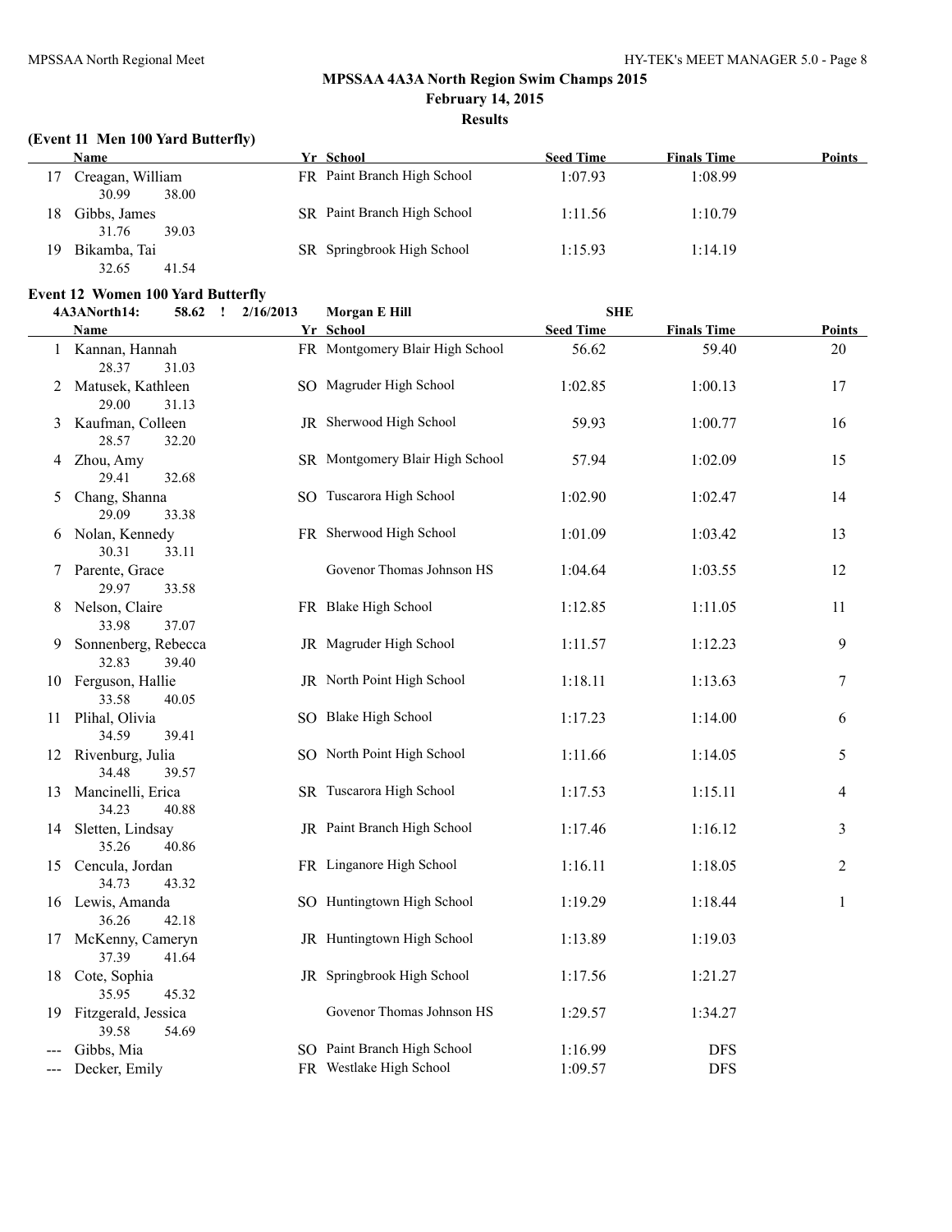## MPSSAA 4A3A North Region Swim Champs 2015

**February 14, 2015**

**Results**

### (Event 11 Men 100 Yard Butterfly)

| | Name | Yr | School | Seed Time | Finals Time | Points |
|---|---|---|---|---|---|---|
| 17 | Creagan, William | FR | Paint Branch High School | 1:07.93 | 1:08.99 | |
| | 30.99 38.00 | | | | | |
| 18 | Gibbs, James | SR | Paint Branch High School | 1:11.56 | 1:10.79 | |
| | 31.76 39.03 | | | | | |
| 19 | Bikamba, Tai | SR | Springbrook High School | 1:15.93 | 1:14.19 | |
| | 32.65 41.54 | | | | | |

### Event 12 Women 100 Yard Butterfly

4A3ANorth14: 58.62 ! 2/16/2013 Morgan E Hill SHE

| | Name | Yr | School | Seed Time | Finals Time | Points |
|---|---|---|---|---|---|---|
| 1 | Kannan, Hannah | FR | Montgomery Blair High School | 56.62 | 59.40 | 20 |
| | 28.37 31.03 | | | | | |
| 2 | Matusek, Kathleen | SO | Magruder High School | 1:02.85 | 1:00.13 | 17 |
| | 29.00 31.13 | | | | | |
| 3 | Kaufman, Colleen | JR | Sherwood High School | 59.93 | 1:00.77 | 16 |
| | 28.57 32.20 | | | | | |
| 4 | Zhou, Amy | SR | Montgomery Blair High School | 57.94 | 1:02.09 | 15 |
| | 29.41 32.68 | | | | | |
| 5 | Chang, Shanna | SO | Tuscarora High School | 1:02.90 | 1:02.47 | 14 |
| | 29.09 33.38 | | | | | |
| 6 | Nolan, Kennedy | FR | Sherwood High School | 1:01.09 | 1:03.42 | 13 |
| | 30.31 33.11 | | | | | |
| 7 | Parente, Grace | | Govenor Thomas Johnson HS | 1:04.64 | 1:03.55 | 12 |
| | 29.97 33.58 | | | | | |
| 8 | Nelson, Claire | FR | Blake High School | 1:12.85 | 1:11.05 | 11 |
| | 33.98 37.07 | | | | | |
| 9 | Sonnenberg, Rebecca | JR | Magruder High School | 1:11.57 | 1:12.23 | 9 |
| | 32.83 39.40 | | | | | |
| 10 | Ferguson, Hallie | JR | North Point High School | 1:18.11 | 1:13.63 | 7 |
| | 33.58 40.05 | | | | | |
| 11 | Plihal, Olivia | SO | Blake High School | 1:17.23 | 1:14.00 | 6 |
| | 34.59 39.41 | | | | | |
| 12 | Rivenburg, Julia | SO | North Point High School | 1:11.66 | 1:14.05 | 5 |
| | 34.48 39.57 | | | | | |
| 13 | Mancinelli, Erica | SR | Tuscarora High School | 1:17.53 | 1:15.11 | 4 |
| | 34.23 40.88 | | | | | |
| 14 | Sletten, Lindsay | JR | Paint Branch High School | 1:17.46 | 1:16.12 | 3 |
| | 35.26 40.86 | | | | | |
| 15 | Cencula, Jordan | FR | Linganore High School | 1:16.11 | 1:18.05 | 2 |
| | 34.73 43.32 | | | | | |
| 16 | Lewis, Amanda | SO | Huntingtown High School | 1:19.29 | 1:18.44 | 1 |
| | 36.26 42.18 | | | | | |
| 17 | McKenny, Cameryn | JR | Huntingtown High School | 1:13.89 | 1:19.03 | |
| | 37.39 41.64 | | | | | |
| 18 | Cote, Sophia | JR | Springbrook High School | 1:17.56 | 1:21.27 | |
| | 35.95 45.32 | | | | | |
| 19 | Fitzgerald, Jessica | | Govenor Thomas Johnson HS | 1:29.57 | 1:34.27 | |
| | 39.58 54.69 | | | | | |
| --- | Gibbs, Mia | SO | Paint Branch High School | 1:16.99 | DFS | |
| --- | Decker, Emily | FR | Westlake High School | 1:09.57 | DFS | |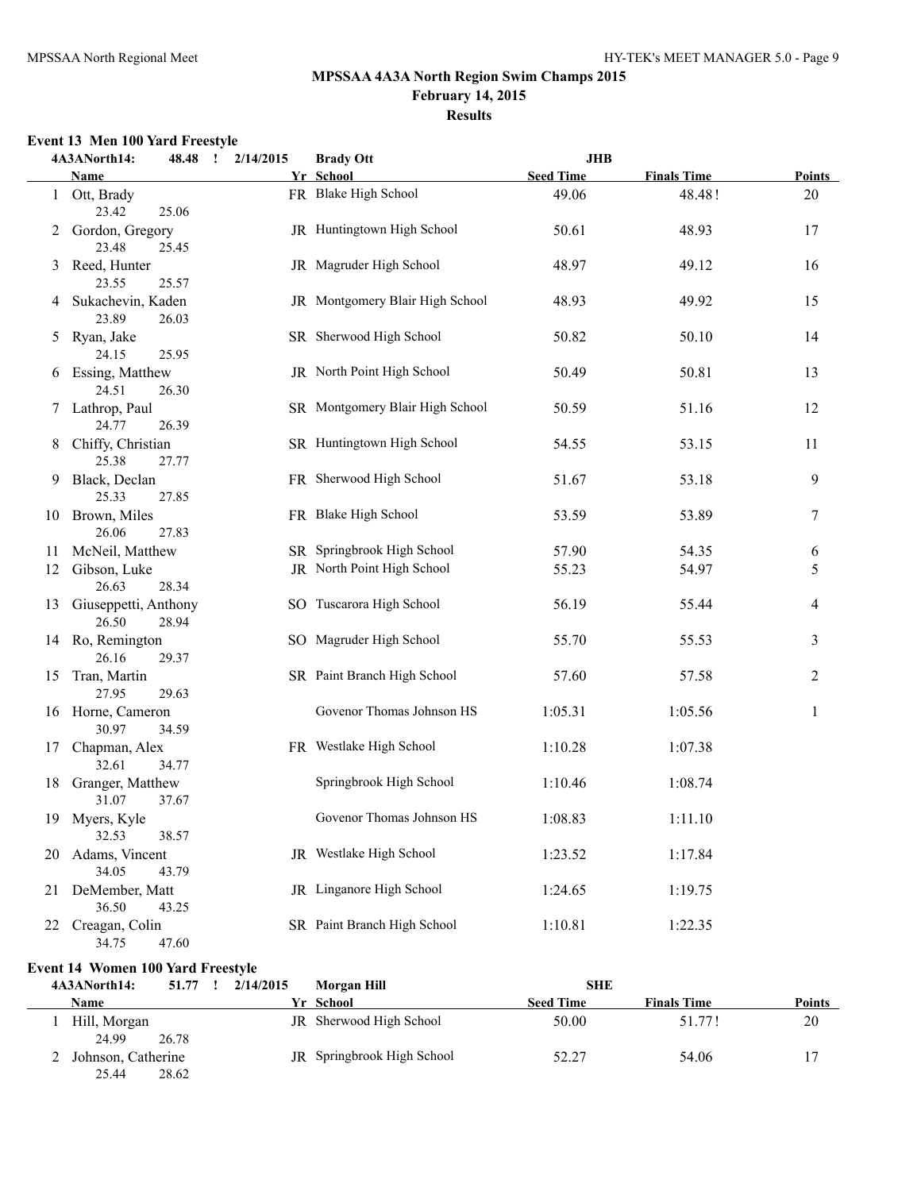## MPSSAA 4A3A North Region Swim Champs 2015

**February 14, 2015**

**Results**

### Event 13 Men 100 Yard Freestyle

4A3ANorth14: 48.48 ! 2/14/2015 Brady Ott JHB

| | Name | Yr | School | Seed Time | Finals Time | Points |
|---|---|---|---|---|---|---|
| 1 | Ott, Brady | FR | Blake High School | 49.06 | 48.48! | 20 |
| | 23.42 25.06 | | | | | |
| 2 | Gordon, Gregory | JR | Huntingtown High School | 50.61 | 48.93 | 17 |
| | 23.48 25.45 | | | | | |
| 3 | Reed, Hunter | JR | Magruder High School | 48.97 | 49.12 | 16 |
| | 23.55 25.57 | | | | | |
| 4 | Sukachevin, Kaden | JR | Montgomery Blair High School | 48.93 | 49.92 | 15 |
| | 23.89 26.03 | | | | | |
| 5 | Ryan, Jake | SR | Sherwood High School | 50.82 | 50.10 | 14 |
| | 24.15 25.95 | | | | | |
| 6 | Essing, Matthew | JR | North Point High School | 50.49 | 50.81 | 13 |
| | 24.51 26.30 | | | | | |
| 7 | Lathrop, Paul | SR | Montgomery Blair High School | 50.59 | 51.16 | 12 |
| | 24.77 26.39 | | | | | |
| 8 | Chiffy, Christian | SR | Huntingtown High School | 54.55 | 53.15 | 11 |
| | 25.38 27.77 | | | | | |
| 9 | Black, Declan | FR | Sherwood High School | 51.67 | 53.18 | 9 |
| | 25.33 27.85 | | | | | |
| 10 | Brown, Miles | FR | Blake High School | 53.59 | 53.89 | 7 |
| | 26.06 27.83 | | | | | |
| 11 | McNeil, Matthew | SR | Springbrook High School | 57.90 | 54.35 | 6 |
| 12 | Gibson, Luke | JR | North Point High School | 55.23 | 54.97 | 5 |
| | 26.63 28.34 | | | | | |
| 13 | Giuseppetti, Anthony | SO | Tuscarora High School | 56.19 | 55.44 | 4 |
| | 26.50 28.94 | | | | | |
| 14 | Ro, Remington | SO | Magruder High School | 55.70 | 55.53 | 3 |
| | 26.16 29.37 | | | | | |
| 15 | Tran, Martin | SR | Paint Branch High School | 57.60 | 57.58 | 2 |
| | 27.95 29.63 | | | | | |
| 16 | Horne, Cameron | | Govenor Thomas Johnson HS | 1:05.31 | 1:05.56 | 1 |
| | 30.97 34.59 | | | | | |
| 17 | Chapman, Alex | FR | Westlake High School | 1:10.28 | 1:07.38 | |
| | 32.61 34.77 | | | | | |
| 18 | Granger, Matthew | | Springbrook High School | 1:10.46 | 1:08.74 | |
| | 31.07 37.67 | | | | | |
| 19 | Myers, Kyle | | Govenor Thomas Johnson HS | 1:08.83 | 1:11.10 | |
| | 32.53 38.57 | | | | | |
| 20 | Adams, Vincent | JR | Westlake High School | 1:23.52 | 1:17.84 | |
| | 34.05 43.79 | | | | | |
| 21 | DeMember, Matt | JR | Linganore High School | 1:24.65 | 1:19.75 | |
| | 36.50 43.25 | | | | | |
| 22 | Creagan, Colin | SR | Paint Branch High School | 1:10.81 | 1:22.35 | |
| | 34.75 47.60 | | | | | |

### Event 14 Women 100 Yard Freestyle

4A3ANorth14: 51.77 ! 2/14/2015 Morgan Hill SHE

| | Name | Yr | School | Seed Time | Finals Time | Points |
|---|---|---|---|---|---|---|
| 1 | Hill, Morgan | JR | Sherwood High School | 50.00 | 51.77! | 20 |
| | 24.99 26.78 | | | | | |
| 2 | Johnson, Catherine | JR | Springbrook High School | 52.27 | 54.06 | 17 |
| | 25.44 28.62 | | | | | |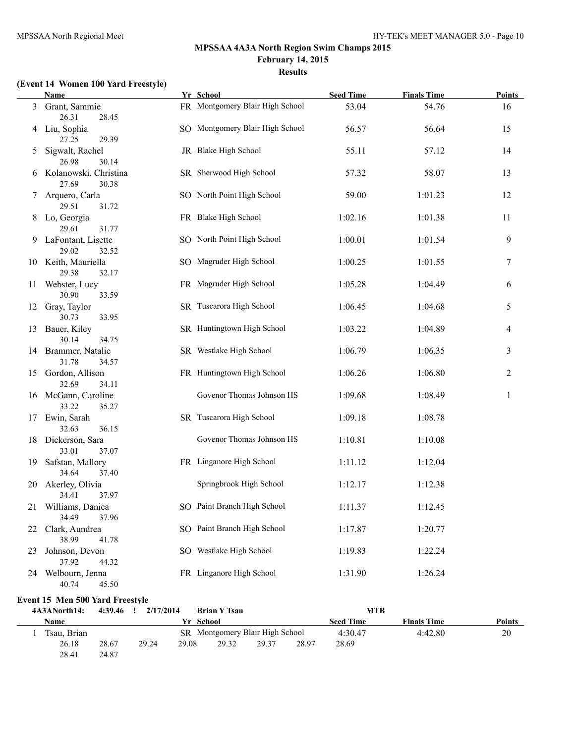## MPSSAA 4A3A North Region Swim Champs 2015

**February 14, 2015**

**Results**

### (Event 14 Women 100 Yard Freestyle)

| | Name | Yr | School | Seed Time | Finals Time | Points |
|---|---|---|---|---|---|---|
| 3 | Grant, Sammie | FR | Montgomery Blair High School | 53.04 | 54.76 | 16 |
| | 26.31 28.45 | | | | | |
| 4 | Liu, Sophia | SO | Montgomery Blair High School | 56.57 | 56.64 | 15 |
| | 27.25 29.39 | | | | | |
| 5 | Sigwalt, Rachel | JR | Blake High School | 55.11 | 57.12 | 14 |
| | 26.98 30.14 | | | | | |
| 6 | Kolanowski, Christina | SR | Sherwood High School | 57.32 | 58.07 | 13 |
| | 27.69 30.38 | | | | | |
| 7 | Arquero, Carla | SO | North Point High School | 59.00 | 1:01.23 | 12 |
| | 29.51 31.72 | | | | | |
| 8 | Lo, Georgia | FR | Blake High School | 1:02.16 | 1:01.38 | 11 |
| | 29.61 31.77 | | | | | |
| 9 | LaFontant, Lisette | SO | North Point High School | 1:00.01 | 1:01.54 | 9 |
| | 29.02 32.52 | | | | | |
| 10 | Keith, Mauriella | SO | Magruder High School | 1:00.25 | 1:01.55 | 7 |
| | 29.38 32.17 | | | | | |
| 11 | Webster, Lucy | FR | Magruder High School | 1:05.28 | 1:04.49 | 6 |
| | 30.90 33.59 | | | | | |
| 12 | Gray, Taylor | SR | Tuscarora High School | 1:06.45 | 1:04.68 | 5 |
| | 30.73 33.95 | | | | | |
| 13 | Bauer, Kiley | SR | Huntingtown High School | 1:03.22 | 1:04.89 | 4 |
| | 30.14 34.75 | | | | | |
| 14 | Brammer, Natalie | SR | Westlake High School | 1:06.79 | 1:06.35 | 3 |
| | 31.78 34.57 | | | | | |
| 15 | Gordon, Allison | FR | Huntingtown High School | 1:06.26 | 1:06.80 | 2 |
| | 32.69 34.11 | | | | | |
| 16 | McGann, Caroline | | Govenor Thomas Johnson HS | 1:09.68 | 1:08.49 | 1 |
| | 33.22 35.27 | | | | | |
| 17 | Ewin, Sarah | SR | Tuscarora High School | 1:09.18 | 1:08.78 | |
| | 32.63 36.15 | | | | | |
| 18 | Dickerson, Sara | | Govenor Thomas Johnson HS | 1:10.81 | 1:10.08 | |
| | 33.01 37.07 | | | | | |
| 19 | Safstan, Mallory | FR | Linganore High School | 1:11.12 | 1:12.04 | |
| | 34.64 37.40 | | | | | |
| 20 | Akerley, Olivia | | Springbrook High School | 1:12.17 | 1:12.38 | |
| | 34.41 37.97 | | | | | |
| 21 | Williams, Danica | SO | Paint Branch High School | 1:11.37 | 1:12.45 | |
| | 34.49 37.96 | | | | | |
| 22 | Clark, Aundrea | SO | Paint Branch High School | 1:17.87 | 1:20.77 | |
| | 38.99 41.78 | | | | | |
| 23 | Johnson, Devon | SO | Westlake High School | 1:19.83 | 1:22.24 | |
| | 37.92 44.32 | | | | | |
| 24 | Welbourn, Jenna | FR | Linganore High School | 1:31.90 | 1:26.24 | |
| | 40.74 45.50 | | | | | |

### Event 15 Men 500 Yard Freestyle

4A3ANorth14: 4:39.46 ! 2/17/2014 Brian Y Tsau MTB

| | Name | Yr | School | Seed Time | Finals Time | Points |
|---|---|---|---|---|---|---|
| 1 | Tsau, Brian | SR | Montgomery Blair High School | 4:30.47 | 4:42.80 | 20 |
| | 26.18 28.67 29.24 29.08 29.32 29.37 28.97 28.69 | | | | | |
| | 28.41 24.87 | | | | | |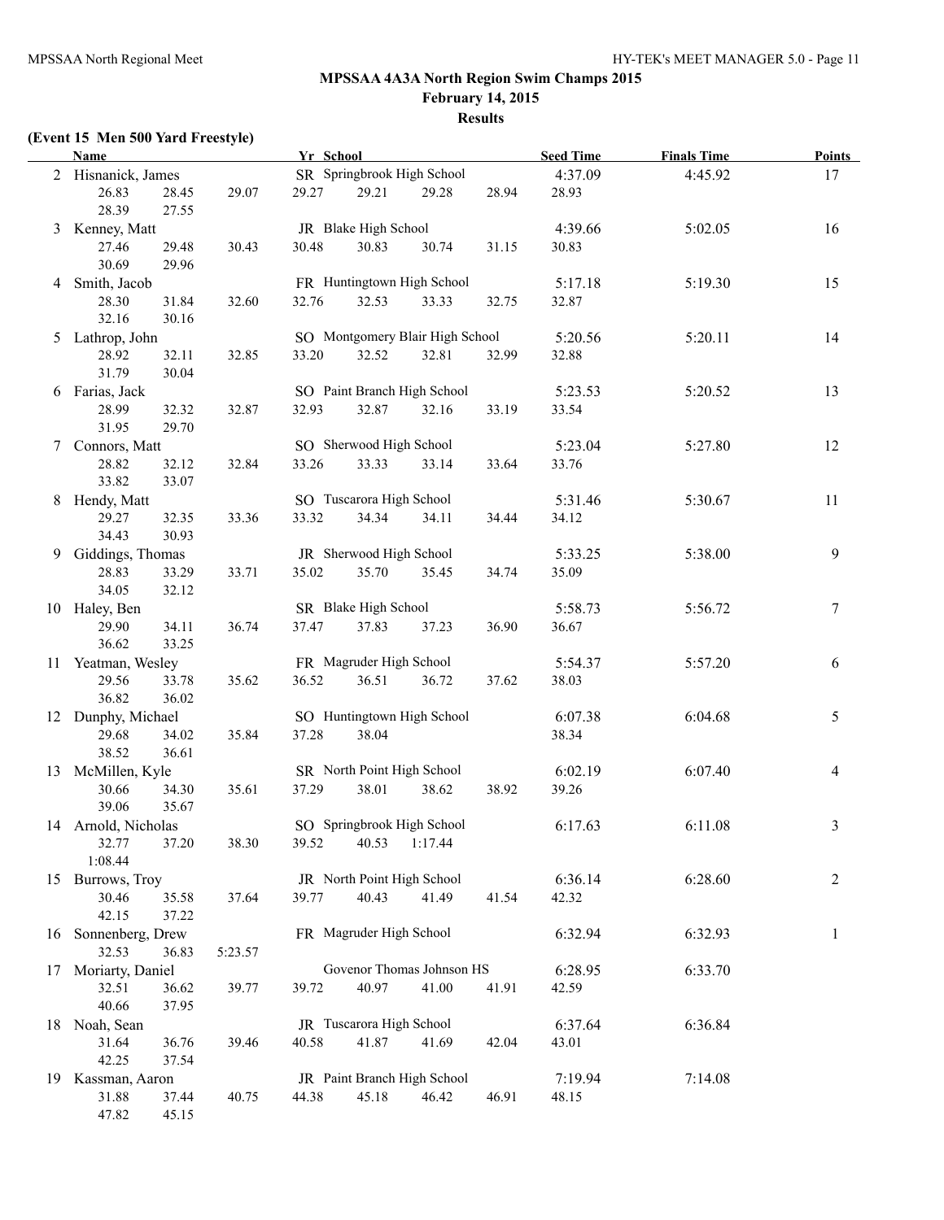**MPSSAA 4A3A North Region Swim Champs 2015**

**February 14, 2015**

**Results**

**(Event 15 Men 500 Yard Freestyle)**

| | Name | Yr | School | Seed Time | Finals Time | Points |
|---|---|---|---|---|---|---|
| 2 | Hisnanick, James | SR | Springbrook High School | 4:37.09 | 4:45.92 | 17 |
| | 26.83 28.45 29.07 29.27 29.21 29.28 28.94 28.93 28.39 27.55 | | | | | |
| 3 | Kenney, Matt | JR | Blake High School | 4:39.66 | 5:02.05 | 16 |
| | 27.46 29.48 30.43 30.48 30.83 30.74 31.15 30.83 30.69 29.96 | | | | | |
| 4 | Smith, Jacob | FR | Huntingtown High School | 5:17.18 | 5:19.30 | 15 |
| | 28.30 31.84 32.60 32.76 32.53 33.33 32.75 32.87 32.16 30.16 | | | | | |
| 5 | Lathrop, John | SO | Montgomery Blair High School | 5:20.56 | 5:20.11 | 14 |
| | 28.92 32.11 32.85 33.20 32.52 32.81 32.99 32.88 31.79 30.04 | | | | | |
| 6 | Farias, Jack | SO | Paint Branch High School | 5:23.53 | 5:20.52 | 13 |
| | 28.99 32.32 32.87 32.93 32.87 32.16 33.19 33.54 31.95 29.70 | | | | | |
| 7 | Connors, Matt | SO | Sherwood High School | 5:23.04 | 5:27.80 | 12 |
| | 28.82 32.12 32.84 33.26 33.33 33.14 33.64 33.76 33.82 33.07 | | | | | |
| 8 | Hendy, Matt | SO | Tuscarora High School | 5:31.46 | 5:30.67 | 11 |
| | 29.27 32.35 33.36 33.32 34.34 34.11 34.44 34.12 34.43 30.93 | | | | | |
| 9 | Giddings, Thomas | JR | Sherwood High School | 5:33.25 | 5:38.00 | 9 |
| | 28.83 33.29 33.71 35.02 35.70 35.45 34.74 35.09 34.05 32.12 | | | | | |
| 10 | Haley, Ben | SR | Blake High School | 5:58.73 | 5:56.72 | 7 |
| | 29.90 34.11 36.74 37.47 37.83 37.23 36.90 36.67 36.62 33.25 | | | | | |
| 11 | Yeatman, Wesley | FR | Magruder High School | 5:54.37 | 5:57.20 | 6 |
| | 29.56 33.78 35.62 36.52 36.51 36.72 37.62 38.03 36.82 36.02 | | | | | |
| 12 | Dunphy, Michael | SO | Huntingtown High School | 6:07.38 | 6:04.68 | 5 |
| | 29.68 34.02 35.84 37.28 38.04 38.34 38.52 36.61 | | | | | |
| 13 | McMillen, Kyle | SR | North Point High School | 6:02.19 | 6:07.40 | 4 |
| | 30.66 34.30 35.61 37.29 38.01 38.62 38.92 39.26 39.06 35.67 | | | | | |
| 14 | Arnold, Nicholas | SO | Springbrook High School | 6:17.63 | 6:11.08 | 3 |
| | 32.77 37.20 38.30 39.52 40.53 1:17.44 1:08.44 | | | | | |
| 15 | Burrows, Troy | JR | North Point High School | 6:36.14 | 6:28.60 | 2 |
| | 30.46 35.58 37.64 39.77 40.43 41.49 41.54 42.32 42.15 37.22 | | | | | |
| 16 | Sonnenberg, Drew | FR | Magruder High School | 6:32.94 | 6:32.93 | 1 |
| | 32.53 36.83 5:23.57 | | | | | |
| 17 | Moriarty, Daniel | | Govenor Thomas Johnson HS | 6:28.95 | 6:33.70 | |
| | 32.51 36.62 39.77 39.72 40.97 41.00 41.91 42.59 40.66 37.95 | | | | | |
| 18 | Noah, Sean | JR | Tuscarora High School | 6:37.64 | 6:36.84 | |
| | 31.64 36.76 39.46 40.58 41.87 41.69 42.04 43.01 42.25 37.54 | | | | | |
| 19 | Kassman, Aaron | JR | Paint Branch High School | 7:19.94 | 7:14.08 | |
| | 31.88 37.44 40.75 44.38 45.18 46.42 46.91 48.15 47.82 45.15 | | | | | |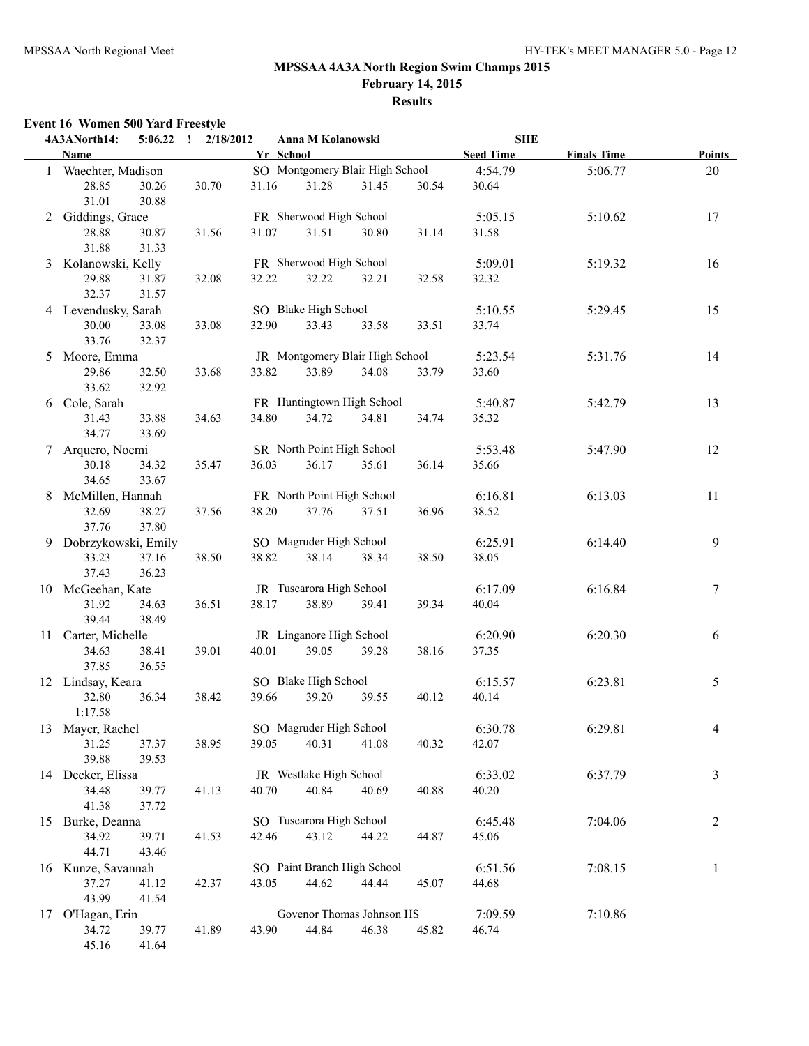## MPSSAA 4A3A North Region Swim Champs 2015

**February 14, 2015**

**Results**

### Event 16 Women 500 Yard Freestyle

4A3ANorth14: 5:06.22 ! 2/18/2012 Anna M Kolanowski SHE

| | Name | Yr | School | Seed Time | Finals Time | Points |
|---|---|---|---|---|---|---|
| 1 | Waechter, Madison | SO | Montgomery Blair High School | 4:54.79 | 5:06.77 | 20 |
| | 28.85 30.26 30.70 31.16 31.28 31.45 30.54 30.64 31.01 30.88 | | | | | |
| 2 | Giddings, Grace | FR | Sherwood High School | 5:05.15 | 5:10.62 | 17 |
| | 28.88 30.87 31.56 31.07 31.51 30.80 31.14 31.58 31.88 31.33 | | | | | |
| 3 | Kolanowski, Kelly | FR | Sherwood High School | 5:09.01 | 5:19.32 | 16 |
| | 29.88 31.87 32.08 32.22 32.22 32.21 32.58 32.32 32.37 31.57 | | | | | |
| 4 | Levendusky, Sarah | SO | Blake High School | 5:10.55 | 5:29.45 | 15 |
| | 30.00 33.08 33.08 32.90 33.43 33.58 33.51 33.74 33.76 32.37 | | | | | |
| 5 | Moore, Emma | JR | Montgomery Blair High School | 5:23.54 | 5:31.76 | 14 |
| | 29.86 32.50 33.68 33.82 33.89 34.08 33.79 33.60 33.62 32.92 | | | | | |
| 6 | Cole, Sarah | FR | Huntingtown High School | 5:40.87 | 5:42.79 | 13 |
| | 31.43 33.88 34.63 34.80 34.72 34.81 34.74 35.32 34.77 33.69 | | | | | |
| 7 | Arquero, Noemi | SR | North Point High School | 5:53.48 | 5:47.90 | 12 |
| | 30.18 34.32 35.47 36.03 36.17 35.61 36.14 35.66 34.65 33.67 | | | | | |
| 8 | McMillen, Hannah | FR | North Point High School | 6:16.81 | 6:13.03 | 11 |
| | 32.69 38.27 37.56 38.20 37.76 37.51 36.96 38.52 37.76 37.80 | | | | | |
| 9 | Dobrzykowski, Emily | SO | Magruder High School | 6:25.91 | 6:14.40 | 9 |
| | 33.23 37.16 38.50 38.82 38.14 38.34 38.50 38.05 37.43 36.23 | | | | | |
| 10 | McGeehan, Kate | JR | Tuscarora High School | 6:17.09 | 6:16.84 | 7 |
| | 31.92 34.63 36.51 38.17 38.89 39.41 39.34 40.04 39.44 38.49 | | | | | |
| 11 | Carter, Michelle | JR | Linganore High School | 6:20.90 | 6:20.30 | 6 |
| | 34.63 38.41 39.01 40.01 39.05 39.28 38.16 37.35 37.85 36.55 | | | | | |
| 12 | Lindsay, Keara | SO | Blake High School | 6:15.57 | 6:23.81 | 5 |
| | 32.80 36.34 38.42 39.66 39.20 39.55 40.12 40.14 1:17.58 | | | | | |
| 13 | Mayer, Rachel | SO | Magruder High School | 6:30.78 | 6:29.81 | 4 |
| | 31.25 37.37 38.95 39.05 40.31 41.08 40.32 42.07 39.88 39.53 | | | | | |
| 14 | Decker, Elissa | JR | Westlake High School | 6:33.02 | 6:37.79 | 3 |
| | 34.48 39.77 41.13 40.70 40.84 40.69 40.88 40.20 41.38 37.72 | | | | | |
| 15 | Burke, Deanna | SO | Tuscarora High School | 6:45.48 | 7:04.06 | 2 |
| | 34.92 39.71 41.53 42.46 43.12 44.22 44.87 45.06 44.71 43.46 | | | | | |
| 16 | Kunze, Savannah | SO | Paint Branch High School | 6:51.56 | 7:08.15 | 1 |
| | 37.27 41.12 42.37 43.05 44.62 44.44 45.07 44.68 43.99 41.54 | | | | | |
| 17 | O'Hagan, Erin | | Govenor Thomas Johnson HS | 7:09.59 | 7:10.86 | |
| | 34.72 39.77 41.89 43.90 44.84 46.38 45.82 46.74 45.16 41.64 | | | | | |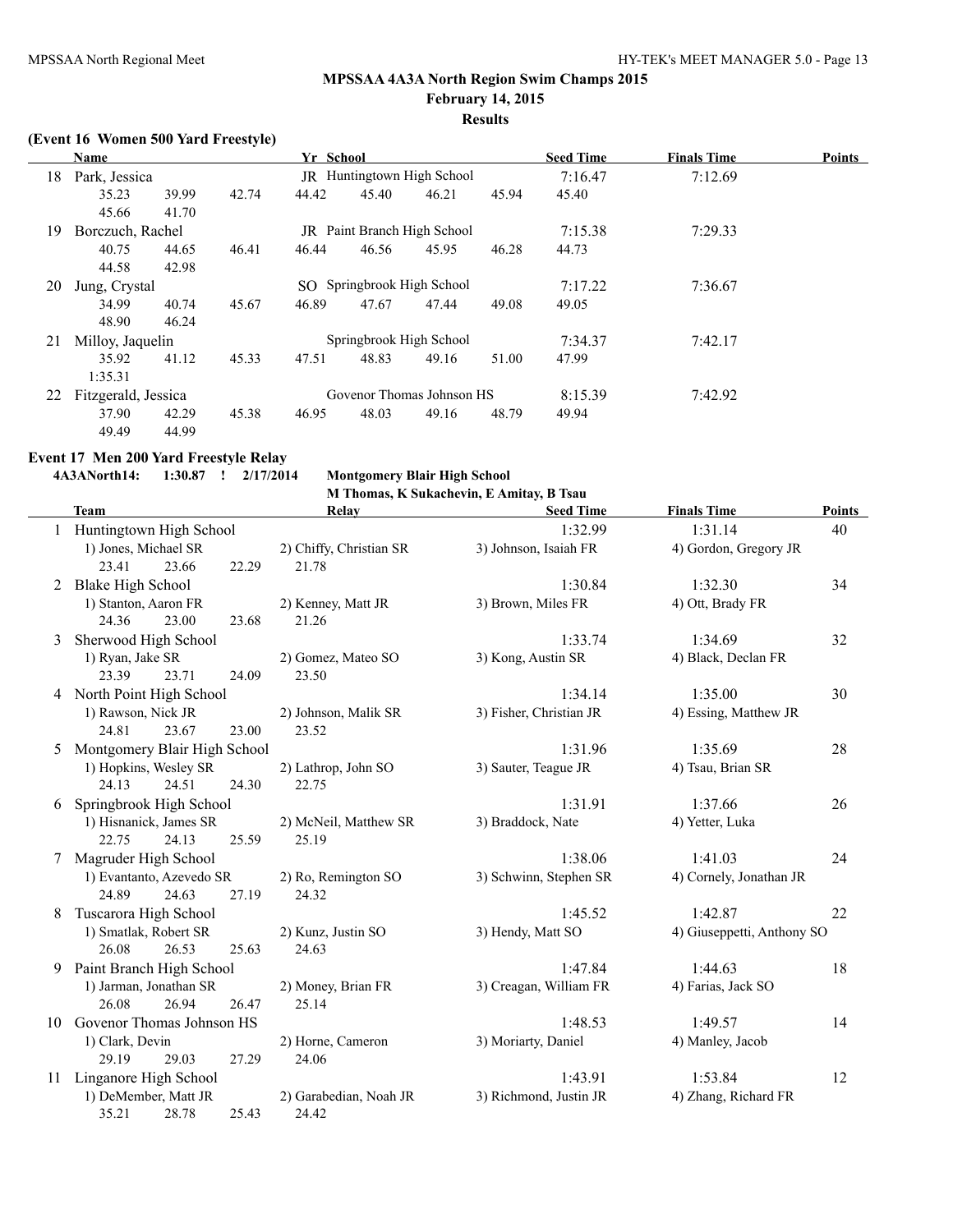## MPSSAA 4A3A North Region Swim Champs 2015

**February 14, 2015**

**Results**

### (Event 16 Women 500 Yard Freestyle)

| | Name | Yr | School | Seed Time | Finals Time | Points |
|---|---|---|---|---|---|---|
| 18 | Park, Jessica | JR | Huntingtown High School | 7:16.47 | 7:12.69 | |
| | 35.23 39.99 42.74 44.42 45.40 46.21 45.94 45.40 45.66 41.70 | | | | | |
| 19 | Borczuch, Rachel | JR | Paint Branch High School | 7:15.38 | 7:29.33 | |
| | 40.75 44.65 46.41 46.44 46.56 45.95 46.28 44.73 44.58 42.98 | | | | | |
| 20 | Jung, Crystal | SO | Springbrook High School | 7:17.22 | 7:36.67 | |
| | 34.99 40.74 45.67 46.89 47.67 47.44 49.08 49.05 48.90 46.24 | | | | | |
| 21 | Milloy, Jaquelin | | Springbrook High School | 7:34.37 | 7:42.17 | |
| | 35.92 41.12 45.33 47.51 48.83 49.16 51.00 47.99 1:35.31 | | | | | |
| 22 | Fitzgerald, Jessica | | Govenor Thomas Johnson HS | 8:15.39 | 7:42.92 | |
| | 37.90 42.29 45.38 46.95 48.03 49.16 48.79 49.94 49.49 44.99 | | | | | |

### Event 17 Men 200 Yard Freestyle Relay

**4A3ANorth14: 1:30.87 ! 2/17/2014 Montgomery Blair High School**
**M Thomas, K Sukachevin, E Amitay, B Tsau**

| | Team | Relay | Seed Time | Finals Time | Points |
|---|---|---|---|---|---|
| 1 | Huntingtown High School | | 1:32.99 | 1:31.14 | 40 |
| | 1) Jones, Michael SR; 2) Chiffy, Christian SR; 3) Johnson, Isaiah FR; 4) Gordon, Gregory JR | | | | |
| | 23.41 23.66 22.29 21.78 | | | | |
| 2 | Blake High School | | 1:30.84 | 1:32.30 | 34 |
| | 1) Stanton, Aaron FR; 2) Kenney, Matt JR; 3) Brown, Miles FR; 4) Ott, Brady FR | | | | |
| | 24.36 23.00 23.68 21.26 | | | | |
| 3 | Sherwood High School | | 1:33.74 | 1:34.69 | 32 |
| | 1) Ryan, Jake SR; 2) Gomez, Mateo SO; 3) Kong, Austin SR; 4) Black, Declan FR | | | | |
| | 23.39 23.71 24.09 23.50 | | | | |
| 4 | North Point High School | | 1:34.14 | 1:35.00 | 30 |
| | 1) Rawson, Nick JR; 2) Johnson, Malik SR; 3) Fisher, Christian JR; 4) Essing, Matthew JR | | | | |
| | 24.81 23.67 23.00 23.52 | | | | |
| 5 | Montgomery Blair High School | | 1:31.96 | 1:35.69 | 28 |
| | 1) Hopkins, Wesley SR; 2) Lathrop, John SO; 3) Sauter, Teague JR; 4) Tsau, Brian SR | | | | |
| | 24.13 24.51 24.30 22.75 | | | | |
| 6 | Springbrook High School | | 1:31.91 | 1:37.66 | 26 |
| | 1) Hisnanick, James SR; 2) McNeil, Matthew SR; 3) Braddock, Nate; 4) Yetter, Luka | | | | |
| | 22.75 24.13 25.59 25.19 | | | | |
| 7 | Magruder High School | | 1:38.06 | 1:41.03 | 24 |
| | 1) Evantanto, Azevedo SR; 2) Ro, Remington SO; 3) Schwinn, Stephen SR; 4) Cornely, Jonathan JR | | | | |
| | 24.89 24.63 27.19 24.32 | | | | |
| 8 | Tuscarora High School | | 1:45.52 | 1:42.87 | 22 |
| | 1) Smatlak, Robert SR; 2) Kunz, Justin SO; 3) Hendy, Matt SO; 4) Giuseppetti, Anthony SO | | | | |
| | 26.08 26.53 25.63 24.63 | | | | |
| 9 | Paint Branch High School | | 1:47.84 | 1:44.63 | 18 |
| | 1) Jarman, Jonathan SR; 2) Money, Brian FR; 3) Creagan, William FR; 4) Farias, Jack SO | | | | |
| | 26.08 26.94 26.47 25.14 | | | | |
| 10 | Govenor Thomas Johnson HS | | 1:48.53 | 1:49.57 | 14 |
| | 1) Clark, Devin; 2) Horne, Cameron; 3) Moriarty, Daniel; 4) Manley, Jacob | | | | |
| | 29.19 29.03 27.29 24.06 | | | | |
| 11 | Linganore High School | | 1:43.91 | 1:53.84 | 12 |
| | 1) DeMember, Matt JR; 2) Garabedian, Noah JR; 3) Richmond, Justin JR; 4) Zhang, Richard FR | | | | |
| | 35.21 28.78 25.43 24.42 | | | | |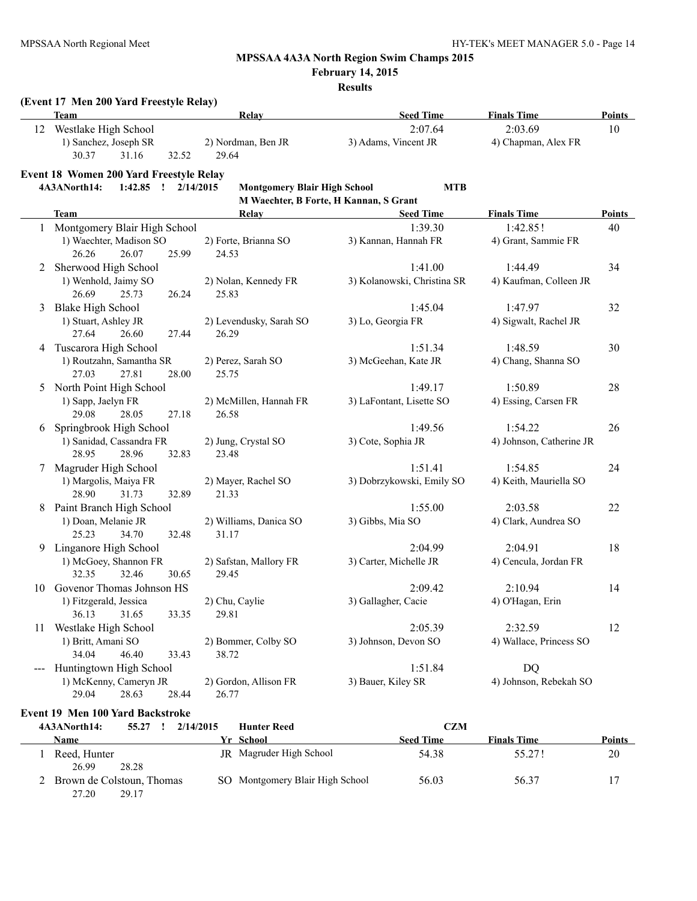## MPSSAA 4A3A North Region Swim Champs 2015

**February 14, 2015**

**Results**

### (Event 17 Men 200 Yard Freestyle Relay)

| | Team | Relay | Seed Time | Finals Time | Points |
|---|---|---|---|---|---|
| 12 | Westlake High School | | 2:07.64 | 2:03.69 | 10 |
| | 1) Sanchez, Joseph SR | 2) Nordman, Ben JR | 3) Adams, Vincent JR | 4) Chapman, Alex FR | |
| | 30.37 31.16 32.52 29.64 | | | | |

### Event 18 Women 200 Yard Freestyle Relay

**4A3ANorth14: 1:42.85 ! 2/14/2015 Montgomery Blair High School MTB**
**M Waechter, B Forte, H Kannan, S Grant**

| | Team | Relay | Seed Time | Finals Time | Points |
|---|---|---|---|---|---|
| 1 | Montgomery Blair High School | | 1:39.30 | 1:42.85! | 40 |
| | 1) Waechter, Madison SO | 2) Forte, Brianna SO | 3) Kannan, Hannah FR | 4) Grant, Sammie FR | |
| | 26.26 26.07 25.99 24.53 | | | | |
| 2 | Sherwood High School | | 1:41.00 | 1:44.49 | 34 |
| | 1) Wenhold, Jaimy SO | 2) Nolan, Kennedy FR | 3) Kolanowski, Christina SR | 4) Kaufman, Colleen JR | |
| | 26.69 25.73 26.24 25.83 | | | | |
| 3 | Blake High School | | 1:45.04 | 1:47.97 | 32 |
| | 1) Stuart, Ashley JR | 2) Levendusky, Sarah SO | 3) Lo, Georgia FR | 4) Sigwalt, Rachel JR | |
| | 27.64 26.60 27.44 26.29 | | | | |
| 4 | Tuscarora High School | | 1:51.34 | 1:48.59 | 30 |
| | 1) Routzahn, Samantha SR | 2) Perez, Sarah SO | 3) McGeehan, Kate JR | 4) Chang, Shanna SO | |
| | 27.03 27.81 28.00 25.75 | | | | |
| 5 | North Point High School | | 1:49.17 | 1:50.89 | 28 |
| | 1) Sapp, Jaelyn FR | 2) McMillen, Hannah FR | 3) LaFontant, Lisette SO | 4) Essing, Carsen FR | |
| | 29.08 28.05 27.18 26.58 | | | | |
| 6 | Springbrook High School | | 1:49.56 | 1:54.22 | 26 |
| | 1) Sanidad, Cassandra FR | 2) Jung, Crystal SO | 3) Cote, Sophia JR | 4) Johnson, Catherine JR | |
| | 28.95 28.96 32.83 23.48 | | | | |
| 7 | Magruder High School | | 1:51.41 | 1:54.85 | 24 |
| | 1) Margolis, Maiya FR | 2) Mayer, Rachel SO | 3) Dobrzykowski, Emily SO | 4) Keith, Mauriella SO | |
| | 28.90 31.73 32.89 21.33 | | | | |
| 8 | Paint Branch High School | | 1:55.00 | 2:03.58 | 22 |
| | 1) Doan, Melanie JR | 2) Williams, Danica SO | 3) Gibbs, Mia SO | 4) Clark, Aundrea SO | |
| | 25.23 34.70 32.48 31.17 | | | | |
| 9 | Linganore High School | | 2:04.99 | 2:04.91 | 18 |
| | 1) McGoey, Shannon FR | 2) Safstan, Mallory FR | 3) Carter, Michelle JR | 4) Cencula, Jordan FR | |
| | 32.35 32.46 30.65 29.45 | | | | |
| 10 | Govenor Thomas Johnson HS | | 2:09.42 | 2:10.94 | 14 |
| | 1) Fitzgerald, Jessica | 2) Chu, Caylie | 3) Gallagher, Cacie | 4) O'Hagan, Erin | |
| | 36.13 31.65 33.35 29.81 | | | | |
| 11 | Westlake High School | | 2:05.39 | 2:32.59 | 12 |
| | 1) Britt, Amani SO | 2) Bommer, Colby SO | 3) Johnson, Devon SO | 4) Wallace, Princess SO | |
| | 34.04 46.40 33.43 38.72 | | | | |
| --- | Huntingtown High School | | 1:51.84 | DQ | |
| | 1) McKenny, Cameryn JR | 2) Gordon, Allison FR | 3) Bauer, Kiley SR | 4) Johnson, Rebekah SO | |
| | 29.04 28.63 28.44 26.77 | | | | |

### Event 19 Men 100 Yard Backstroke

**4A3ANorth14: 55.27 ! 2/14/2015 Hunter Reed CZM**

| | Name | Yr | School | Seed Time | Finals Time | Points |
|---|---|---|---|---|---|---|
| 1 | Reed, Hunter | JR | Magruder High School | 54.38 | 55.27! | 20 |
| | 26.99 28.28 | | | | | |
| 2 | Brown de Colstoun, Thomas | SO | Montgomery Blair High School | 56.03 | 56.37 | 17 |
| | 27.20 29.17 | | | | | |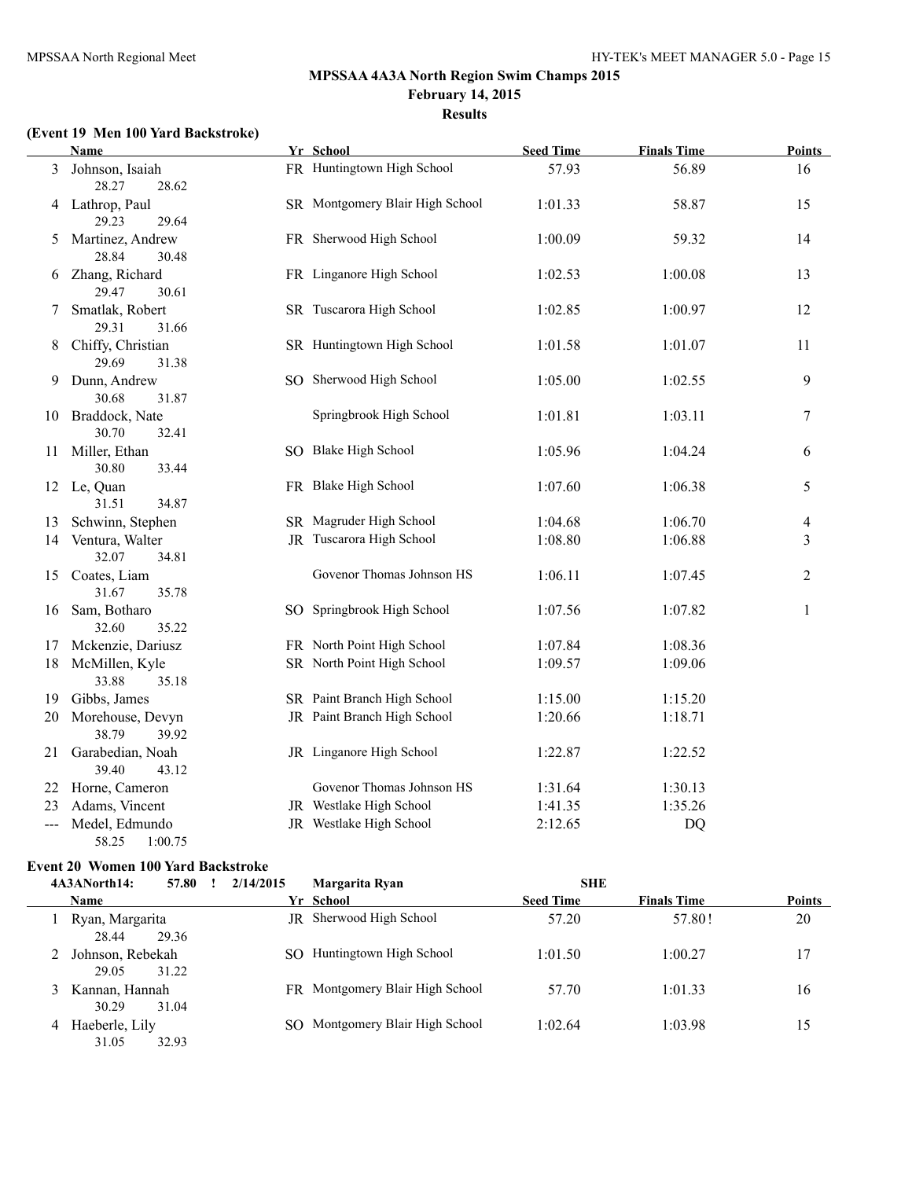## MPSSAA 4A3A North Region Swim Champs 2015

**February 14, 2015**

**Results**

### (Event 19 Men 100 Yard Backstroke)

| | Name | Yr | School | Seed Time | Finals Time | Points |
|---|---|---|---|---|---|---|
| 3 | Johnson, Isaiah | FR | Huntingtown High School | 57.93 | 56.89 | 16 |
| | 28.27 28.62 | | | | | |
| 4 | Lathrop, Paul | SR | Montgomery Blair High School | 1:01.33 | 58.87 | 15 |
| | 29.23 29.64 | | | | | |
| 5 | Martinez, Andrew | FR | Sherwood High School | 1:00.09 | 59.32 | 14 |
| | 28.84 30.48 | | | | | |
| 6 | Zhang, Richard | FR | Linganore High School | 1:02.53 | 1:00.08 | 13 |
| | 29.47 30.61 | | | | | |
| 7 | Smatlak, Robert | SR | Tuscarora High School | 1:02.85 | 1:00.97 | 12 |
| | 29.31 31.66 | | | | | |
| 8 | Chiffy, Christian | SR | Huntingtown High School | 1:01.58 | 1:01.07 | 11 |
| | 29.69 31.38 | | | | | |
| 9 | Dunn, Andrew | SO | Sherwood High School | 1:05.00 | 1:02.55 | 9 |
| | 30.68 31.87 | | | | | |
| 10 | Braddock, Nate | | Springbrook High School | 1:01.81 | 1:03.11 | 7 |
| | 30.70 32.41 | | | | | |
| 11 | Miller, Ethan | SO | Blake High School | 1:05.96 | 1:04.24 | 6 |
| | 30.80 33.44 | | | | | |
| 12 | Le, Quan | FR | Blake High School | 1:07.60 | 1:06.38 | 5 |
| | 31.51 34.87 | | | | | |
| 13 | Schwinn, Stephen | SR | Magruder High School | 1:04.68 | 1:06.70 | 4 |
| 14 | Ventura, Walter | JR | Tuscarora High School | 1:08.80 | 1:06.88 | 3 |
| | 32.07 34.81 | | | | | |
| 15 | Coates, Liam | | Govenor Thomas Johnson HS | 1:06.11 | 1:07.45 | 2 |
| | 31.67 35.78 | | | | | |
| 16 | Sam, Botharo | SO | Springbrook High School | 1:07.56 | 1:07.82 | 1 |
| | 32.60 35.22 | | | | | |
| 17 | Mckenzie, Dariusz | FR | North Point High School | 1:07.84 | 1:08.36 | |
| 18 | McMillen, Kyle | SR | North Point High School | 1:09.57 | 1:09.06 | |
| | 33.88 35.18 | | | | | |
| 19 | Gibbs, James | SR | Paint Branch High School | 1:15.00 | 1:15.20 | |
| 20 | Morehouse, Devyn | JR | Paint Branch High School | 1:20.66 | 1:18.71 | |
| | 38.79 39.92 | | | | | |
| 21 | Garabedian, Noah | JR | Linganore High School | 1:22.87 | 1:22.52 | |
| | 39.40 43.12 | | | | | |
| 22 | Horne, Cameron | | Govenor Thomas Johnson HS | 1:31.64 | 1:30.13 | |
| 23 | Adams, Vincent | JR | Westlake High School | 1:41.35 | 1:35.26 | |
| --- | Medel, Edmundo | JR | Westlake High School | 2:12.65 | DQ | |
| | 58.25 1:00.75 | | | | | |

### Event 20 Women 100 Yard Backstroke

4A3ANorth14: 57.80 ! 2/14/2015 Margarita Ryan SHE

| | Name | Yr | School | Seed Time | Finals Time | Points |
|---|---|---|---|---|---|---|
| 1 | Ryan, Margarita | JR | Sherwood High School | 57.20 | 57.80! | 20 |
| | 28.44 29.36 | | | | | |
| 2 | Johnson, Rebekah | SO | Huntingtown High School | 1:01.50 | 1:00.27 | 17 |
| | 29.05 31.22 | | | | | |
| 3 | Kannan, Hannah | FR | Montgomery Blair High School | 57.70 | 1:01.33 | 16 |
| | 30.29 31.04 | | | | | |
| 4 | Haeberle, Lily | SO | Montgomery Blair High School | 1:02.64 | 1:03.98 | 15 |
| | 31.05 32.93 | | | | | |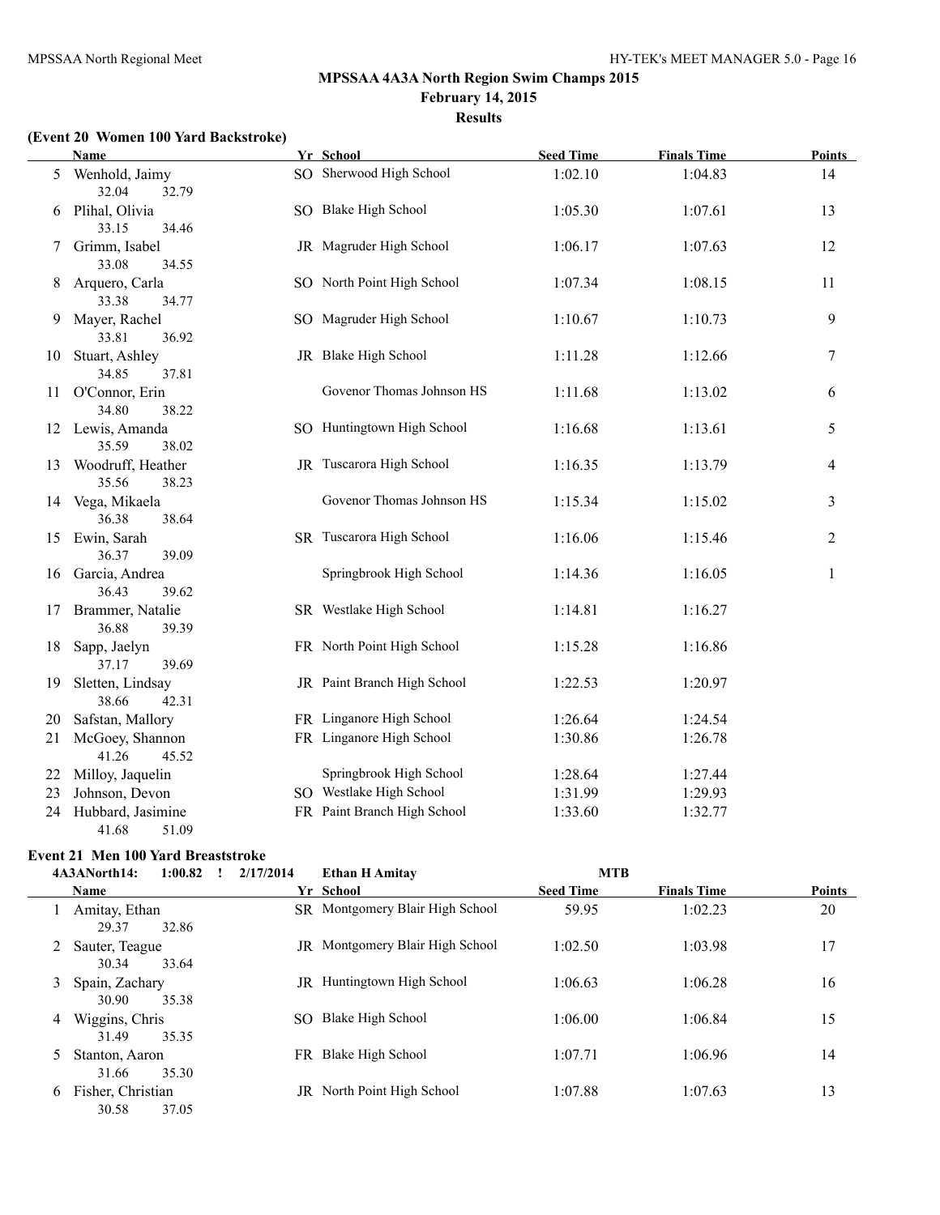# MPSSAA 4A3A North Region Swim Champs 2015

**February 14, 2015**

**Results**

### (Event 20 Women 100 Yard Backstroke)

| | Name | Yr | School | Seed Time | Finals Time | Points |
|---|---|---|---|---|---|---|
| 5 | Wenhold, Jaimy<br>32.04 32.79 | SO | Sherwood High School | 1:02.10 | 1:04.83 | 14 |
| 6 | Plihal, Olivia<br>33.15 34.46 | SO | Blake High School | 1:05.30 | 1:07.61 | 13 |
| 7 | Grimm, Isabel<br>33.08 34.55 | JR | Magruder High School | 1:06.17 | 1:07.63 | 12 |
| 8 | Arquero, Carla<br>33.38 34.77 | SO | North Point High School | 1:07.34 | 1:08.15 | 11 |
| 9 | Mayer, Rachel<br>33.81 36.92 | SO | Magruder High School | 1:10.67 | 1:10.73 | 9 |
| 10 | Stuart, Ashley<br>34.85 37.81 | JR | Blake High School | 1:11.28 | 1:12.66 | 7 |
| 11 | O'Connor, Erin<br>34.80 38.22 | | Govenor Thomas Johnson HS | 1:11.68 | 1:13.02 | 6 |
| 12 | Lewis, Amanda<br>35.59 38.02 | SO | Huntingtown High School | 1:16.68 | 1:13.61 | 5 |
| 13 | Woodruff, Heather<br>35.56 38.23 | JR | Tuscarora High School | 1:16.35 | 1:13.79 | 4 |
| 14 | Vega, Mikaela<br>36.38 38.64 | | Govenor Thomas Johnson HS | 1:15.34 | 1:15.02 | 3 |
| 15 | Ewin, Sarah<br>36.37 39.09 | SR | Tuscarora High School | 1:16.06 | 1:15.46 | 2 |
| 16 | Garcia, Andrea<br>36.43 39.62 | | Springbrook High School | 1:14.36 | 1:16.05 | 1 |
| 17 | Brammer, Natalie<br>36.88 39.39 | SR | Westlake High School | 1:14.81 | 1:16.27 | |
| 18 | Sapp, Jaelyn<br>37.17 39.69 | FR | North Point High School | 1:15.28 | 1:16.86 | |
| 19 | Sletten, Lindsay<br>38.66 42.31 | JR | Paint Branch High School | 1:22.53 | 1:20.97 | |
| 20 | Safstan, Mallory | FR | Linganore High School | 1:26.64 | 1:24.54 | |
| 21 | McGoey, Shannon<br>41.26 45.52 | FR | Linganore High School | 1:30.86 | 1:26.78 | |
| 22 | Milloy, Jaquelin | | Springbrook High School | 1:28.64 | 1:27.44 | |
| 23 | Johnson, Devon | SO | Westlake High School | 1:31.99 | 1:29.93 | |
| 24 | Hubbard, Jasimine<br>41.68 51.09 | FR | Paint Branch High School | 1:33.60 | 1:32.77 | |

### Event 21 Men 100 Yard Breaststroke

4A3ANorth14: 1:00.82 ! 2/17/2014 Ethan H Amitay MTB

| | Name | Yr | School | Seed Time | Finals Time | Points |
|---|---|---|---|---|---|---|
| 1 | Amitay, Ethan<br>29.37 32.86 | SR | Montgomery Blair High School | 59.95 | 1:02.23 | 20 |
| 2 | Sauter, Teague<br>30.34 33.64 | JR | Montgomery Blair High School | 1:02.50 | 1:03.98 | 17 |
| 3 | Spain, Zachary<br>30.90 35.38 | JR | Huntingtown High School | 1:06.63 | 1:06.28 | 16 |
| 4 | Wiggins, Chris<br>31.49 35.35 | SO | Blake High School | 1:06.00 | 1:06.84 | 15 |
| 5 | Stanton, Aaron<br>31.66 35.30 | FR | Blake High School | 1:07.71 | 1:06.96 | 14 |
| 6 | Fisher, Christian<br>30.58 37.05 | JR | North Point High School | 1:07.88 | 1:07.63 | 13 |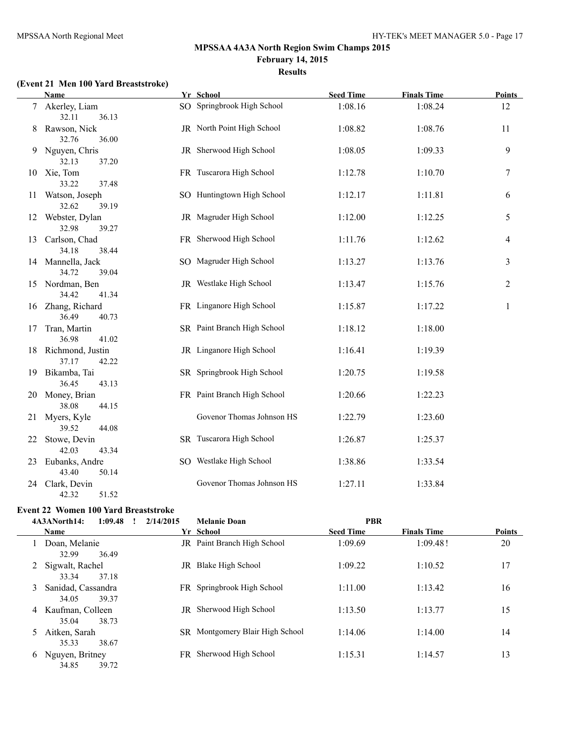## MPSSAA 4A3A North Region Swim Champs 2015

**February 14, 2015**

**Results**

### (Event 21 Men 100 Yard Breaststroke)

| | Name | Yr | School | Seed Time | Finals Time | Points |
|---|---|---|---|---|---|---|
| 7 | Akerley, Liam | SO | Springbrook High School | 1:08.16 | 1:08.24 | 12 |
| | 32.11 36.13 | | | | | |
| 8 | Rawson, Nick | JR | North Point High School | 1:08.82 | 1:08.76 | 11 |
| | 32.76 36.00 | | | | | |
| 9 | Nguyen, Chris | JR | Sherwood High School | 1:08.05 | 1:09.33 | 9 |
| | 32.13 37.20 | | | | | |
| 10 | Xie, Tom | FR | Tuscarora High School | 1:12.78 | 1:10.70 | 7 |
| | 33.22 37.48 | | | | | |
| 11 | Watson, Joseph | SO | Huntingtown High School | 1:12.17 | 1:11.81 | 6 |
| | 32.62 39.19 | | | | | |
| 12 | Webster, Dylan | JR | Magruder High School | 1:12.00 | 1:12.25 | 5 |
| | 32.98 39.27 | | | | | |
| 13 | Carlson, Chad | FR | Sherwood High School | 1:11.76 | 1:12.62 | 4 |
| | 34.18 38.44 | | | | | |
| 14 | Mannella, Jack | SO | Magruder High School | 1:13.27 | 1:13.76 | 3 |
| | 34.72 39.04 | | | | | |
| 15 | Nordman, Ben | JR | Westlake High School | 1:13.47 | 1:15.76 | 2 |
| | 34.42 41.34 | | | | | |
| 16 | Zhang, Richard | FR | Linganore High School | 1:15.87 | 1:17.22 | 1 |
| | 36.49 40.73 | | | | | |
| 17 | Tran, Martin | SR | Paint Branch High School | 1:18.12 | 1:18.00 | |
| | 36.98 41.02 | | | | | |
| 18 | Richmond, Justin | JR | Linganore High School | 1:16.41 | 1:19.39 | |
| | 37.17 42.22 | | | | | |
| 19 | Bikamba, Tai | SR | Springbrook High School | 1:20.75 | 1:19.58 | |
| | 36.45 43.13 | | | | | |
| 20 | Money, Brian | FR | Paint Branch High School | 1:20.66 | 1:22.23 | |
| | 38.08 44.15 | | | | | |
| 21 | Myers, Kyle | | Govenor Thomas Johnson HS | 1:22.79 | 1:23.60 | |
| | 39.52 44.08 | | | | | |
| 22 | Stowe, Devin | SR | Tuscarora High School | 1:26.87 | 1:25.37 | |
| | 42.03 43.34 | | | | | |
| 23 | Eubanks, Andre | SO | Westlake High School | 1:38.86 | 1:33.54 | |
| | 43.40 50.14 | | | | | |
| 24 | Clark, Devin | | Govenor Thomas Johnson HS | 1:27.11 | 1:33.84 | |
| | 42.32 51.52 | | | | | |

### Event 22 Women 100 Yard Breaststroke

4A3ANorth14: 1:09.48 ! 2/14/2015 Melanie Doan PBR

| | Name | Yr | School | Seed Time | Finals Time | Points |
|---|---|---|---|---|---|---|
| 1 | Doan, Melanie | JR | Paint Branch High School | 1:09.69 | 1:09.48! | 20 |
| | 32.99 36.49 | | | | | |
| 2 | Sigwalt, Rachel | JR | Blake High School | 1:09.22 | 1:10.52 | 17 |
| | 33.34 37.18 | | | | | |
| 3 | Sanidad, Cassandra | FR | Springbrook High School | 1:11.00 | 1:13.42 | 16 |
| | 34.05 39.37 | | | | | |
| 4 | Kaufman, Colleen | JR | Sherwood High School | 1:13.50 | 1:13.77 | 15 |
| | 35.04 38.73 | | | | | |
| 5 | Aitken, Sarah | SR | Montgomery Blair High School | 1:14.06 | 1:14.00 | 14 |
| | 35.33 38.67 | | | | | |
| 6 | Nguyen, Britney | FR | Sherwood High School | 1:15.31 | 1:14.57 | 13 |
| | 34.85 39.72 | | | | | |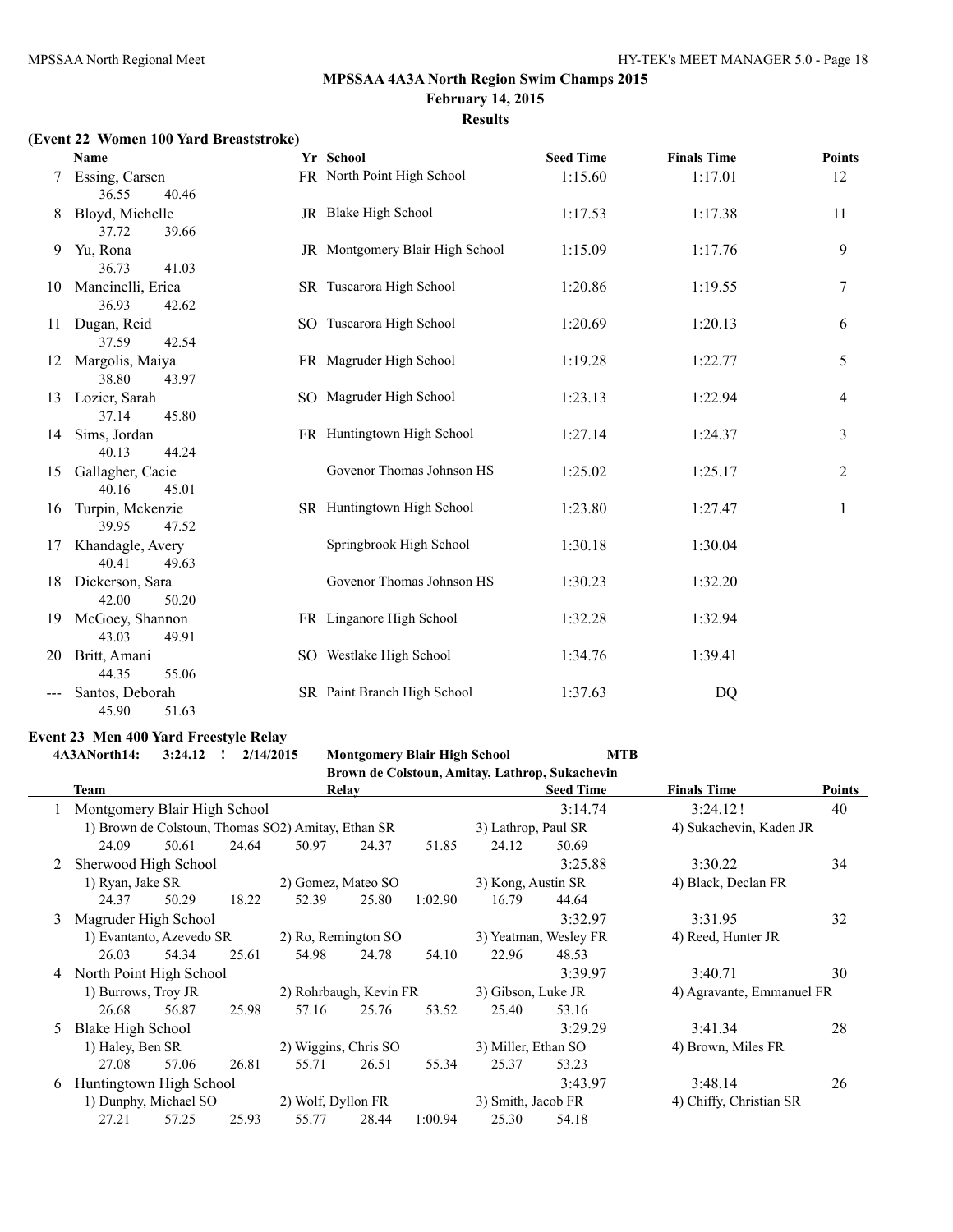# MPSSAA 4A3A North Region Swim Champs 2015

**February 14, 2015**

**Results**

### (Event 22 Women 100 Yard Breaststroke)

| | Name | Yr | School | Seed Time | Finals Time | Points |
|---|---|---|---|---|---|---|
| 7 | Essing, Carsen | FR | North Point High School | 1:15.60 | 1:17.01 | 12 |
| | 36.55 40.46 | | | | | |
| 8 | Bloyd, Michelle | JR | Blake High School | 1:17.53 | 1:17.38 | 11 |
| | 37.72 39.66 | | | | | |
| 9 | Yu, Rona | JR | Montgomery Blair High School | 1:15.09 | 1:17.76 | 9 |
| | 36.73 41.03 | | | | | |
| 10 | Mancinelli, Erica | SR | Tuscarora High School | 1:20.86 | 1:19.55 | 7 |
| | 36.93 42.62 | | | | | |
| 11 | Dugan, Reid | SO | Tuscarora High School | 1:20.69 | 1:20.13 | 6 |
| | 37.59 42.54 | | | | | |
| 12 | Margolis, Maiya | FR | Magruder High School | 1:19.28 | 1:22.77 | 5 |
| | 38.80 43.97 | | | | | |
| 13 | Lozier, Sarah | SO | Magruder High School | 1:23.13 | 1:22.94 | 4 |
| | 37.14 45.80 | | | | | |
| 14 | Sims, Jordan | FR | Huntingtown High School | 1:27.14 | 1:24.37 | 3 |
| | 40.13 44.24 | | | | | |
| 15 | Gallagher, Cacie | | Govenor Thomas Johnson HS | 1:25.02 | 1:25.17 | 2 |
| | 40.16 45.01 | | | | | |
| 16 | Turpin, Mckenzie | SR | Huntingtown High School | 1:23.80 | 1:27.47 | 1 |
| | 39.95 47.52 | | | | | |
| 17 | Khandagle, Avery | | Springbrook High School | 1:30.18 | 1:30.04 | |
| | 40.41 49.63 | | | | | |
| 18 | Dickerson, Sara | | Govenor Thomas Johnson HS | 1:30.23 | 1:32.20 | |
| | 42.00 50.20 | | | | | |
| 19 | McGoey, Shannon | FR | Linganore High School | 1:32.28 | 1:32.94 | |
| | 43.03 49.91 | | | | | |
| 20 | Britt, Amani | SO | Westlake High School | 1:34.76 | 1:39.41 | |
| | 44.35 55.06 | | | | | |
| --- | Santos, Deborah | SR | Paint Branch High School | 1:37.63 | DQ | |
| | 45.90 51.63 | | | | | |

### Event 23 Men 400 Yard Freestyle Relay

**4A3ANorth14: 3:24.12 ! 2/14/2015 Montgomery Blair High School MTB**
**Brown de Colstoun, Amitay, Lathrop, Sukachevin**

| | Team | Relay | Seed Time | Finals Time | Points |
|---|---|---|---|---|---|
| 1 | Montgomery Blair High School | | 3:14.74 | 3:24.12! | 40 |
| | 1) Brown de Colstoun, Thomas SO 2) Amitay, Ethan SR 3) Lathrop, Paul SR 4) Sukachevin, Kaden JR | | | | |
| | 24.09 50.61 24.64 50.97 24.37 51.85 24.12 50.69 | | | | |
| 2 | Sherwood High School | | 3:25.88 | 3:30.22 | 34 |
| | 1) Ryan, Jake SR 2) Gomez, Mateo SO 3) Kong, Austin SR 4) Black, Declan FR | | | | |
| | 24.37 50.29 18.22 52.39 25.80 1:02.90 16.79 44.64 | | | | |
| 3 | Magruder High School | | 3:32.97 | 3:31.95 | 32 |
| | 1) Evantanto, Azevedo SR 2) Ro, Remington SO 3) Yeatman, Wesley FR 4) Reed, Hunter JR | | | | |
| | 26.03 54.34 25.61 54.98 24.78 54.10 22.96 48.53 | | | | |
| 4 | North Point High School | | 3:39.97 | 3:40.71 | 30 |
| | 1) Burrows, Troy JR 2) Rohrbaugh, Kevin FR 3) Gibson, Luke JR 4) Agravante, Emmanuel FR | | | | |
| | 26.68 56.87 25.98 57.16 25.76 53.52 25.40 53.16 | | | | |
| 5 | Blake High School | | 3:29.29 | 3:41.34 | 28 |
| | 1) Haley, Ben SR 2) Wiggins, Chris SO 3) Miller, Ethan SO 4) Brown, Miles FR | | | | |
| | 27.08 57.06 26.81 55.71 26.51 55.34 25.37 53.23 | | | | |
| 6 | Huntingtown High School | | 3:43.97 | 3:48.14 | 26 |
| | 1) Dunphy, Michael SO 2) Wolf, Dyllon FR 3) Smith, Jacob FR 4) Chiffy, Christian SR | | | | |
| | 27.21 57.25 25.93 55.77 28.44 1:00.94 25.30 54.18 | | | | |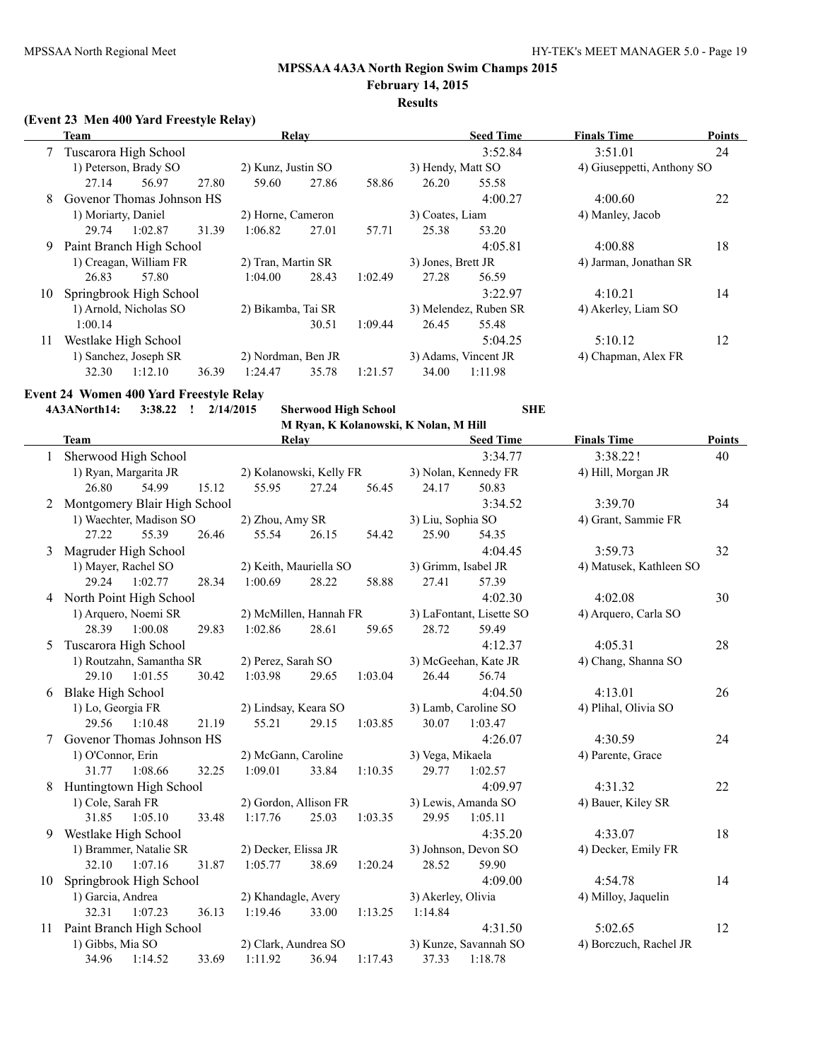# MPSSAA 4A3A North Region Swim Champs 2015

**February 14, 2015**

**Results**

### (Event 23 Men 400 Yard Freestyle Relay)

| | Team | Relay | | Seed Time | Finals Time | Points |
|---|---|---|---|---|---|---|
| 7 | Tuscarora High School | | | 3:52.84 | 3:51.01 | 24 |
| | 1) Peterson, Brady SO | 2) Kunz, Justin SO | 3) Hendy, Matt SO | | 4) Giuseppetti, Anthony SO | |
| | 27.14 56.97 | 27.80 59.60 | 27.86 58.86 | 26.20 55.58 | | |
| 8 | Govenor Thomas Johnson HS | | | 4:00.27 | 4:00.60 | 22 |
| | 1) Moriarty, Daniel | 2) Horne, Cameron | 3) Coates, Liam | | 4) Manley, Jacob | |
| | 29.74 1:02.87 | 31.39 1:06.82 | 27.01 57.71 | 25.38 53.20 | | |
| 9 | Paint Branch High School | | | 4:05.81 | 4:00.88 | 18 |
| | 1) Creagan, William FR | 2) Tran, Martin SR | 3) Jones, Brett JR | | 4) Jarman, Jonathan SR | |
| | 26.83 57.80 | 1:04.00 | 28.43 1:02.49 | 27.28 56.59 | | |
| 10 | Springbrook High School | | | 3:22.97 | 4:10.21 | 14 |
| | 1) Arnold, Nicholas SO | 2) Bikamba, Tai SR | 3) Melendez, Ruben SR | | 4) Akerley, Liam SO | |
| | 1:00.14 | | 30.51 1:09.44 | 26.45 55.48 | | |
| 11 | Westlake High School | | | 5:04.25 | 5:10.12 | 12 |
| | 1) Sanchez, Joseph SR | 2) Nordman, Ben JR | 3) Adams, Vincent JR | | 4) Chapman, Alex FR | |
| | 32.30 1:12.10 | 36.39 1:24.47 | 35.78 1:21.57 | 34.00 1:11.98 | | |

### Event 24 Women 400 Yard Freestyle Relay

**4A3ANorth14: 3:38.22 ! 2/14/2015 Sherwood High School SHE**

**M Ryan, K Kolanowski, K Nolan, M Hill**

| | Team | Relay | | Seed Time | Finals Time | Points |
|---|---|---|---|---|---|---|
| 1 | Sherwood High School | | | 3:34.77 | 3:38.22! | 40 |
| | 1) Ryan, Margarita JR | 2) Kolanowski, Kelly FR | 3) Nolan, Kennedy FR | | 4) Hill, Morgan JR | |
| | 26.80 54.99 | 15.12 55.95 | 27.24 56.45 | 24.17 50.83 | | |
| 2 | Montgomery Blair High School | | | 3:34.52 | 3:39.70 | 34 |
| | 1) Waechter, Madison SO | 2) Zhou, Amy SR | 3) Liu, Sophia SO | | 4) Grant, Sammie FR | |
| | 27.22 55.39 | 26.46 55.54 | 26.15 54.42 | 25.90 54.35 | | |
| 3 | Magruder High School | | | 4:04.45 | 3:59.73 | 32 |
| | 1) Mayer, Rachel SO | 2) Keith, Mauriella SO | 3) Grimm, Isabel JR | | 4) Matusek, Kathleen SO | |
| | 29.24 1:02.77 | 28.34 1:00.69 | 28.22 58.88 | 27.41 57.39 | | |
| 4 | North Point High School | | | 4:02.30 | 4:02.08 | 30 |
| | 1) Arquero, Noemi SR | 2) McMillen, Hannah FR | 3) LaFontant, Lisette SO | | 4) Arquero, Carla SO | |
| | 28.39 1:00.08 | 29.83 1:02.86 | 28.61 59.65 | 28.72 59.49 | | |
| 5 | Tuscarora High School | | | 4:12.37 | 4:05.31 | 28 |
| | 1) Routzahn, Samantha SR | 2) Perez, Sarah SO | 3) McGeehan, Kate JR | | 4) Chang, Shanna SO | |
| | 29.10 1:01.55 | 30.42 1:03.98 | 29.65 1:03.04 | 26.44 56.74 | | |
| 6 | Blake High School | | | 4:04.50 | 4:13.01 | 26 |
| | 1) Lo, Georgia FR | 2) Lindsay, Keara SO | 3) Lamb, Caroline SO | | 4) Plihal, Olivia SO | |
| | 29.56 1:10.48 | 21.19 55.21 | 29.15 1:03.85 | 30.07 1:03.47 | | |
| 7 | Govenor Thomas Johnson HS | | | 4:26.07 | 4:30.59 | 24 |
| | 1) O'Connor, Erin | 2) McGann, Caroline | 3) Vega, Mikaela | | 4) Parente, Grace | |
| | 31.77 1:08.66 | 32.25 1:09.01 | 33.84 1:10.35 | 29.77 1:02.57 | | |
| 8 | Huntingtown High School | | | 4:09.97 | 4:31.32 | 22 |
| | 1) Cole, Sarah FR | 2) Gordon, Allison FR | 3) Lewis, Amanda SO | | 4) Bauer, Kiley SR | |
| | 31.85 1:05.10 | 33.48 1:17.76 | 25.03 1:03.35 | 29.95 1:05.11 | | |
| 9 | Westlake High School | | | 4:35.20 | 4:33.07 | 18 |
| | 1) Brammer, Natalie SR | 2) Decker, Elissa JR | 3) Johnson, Devon SO | | 4) Decker, Emily FR | |
| | 32.10 1:07.16 | 31.87 1:05.77 | 38.69 1:20.24 | 28.52 59.90 | | |
| 10 | Springbrook High School | | | 4:09.00 | 4:54.78 | 14 |
| | 1) Garcia, Andrea | 2) Khandagle, Avery | 3) Akerley, Olivia | | 4) Milloy, Jaquelin | |
| | 32.31 1:07.23 | 36.13 1:19.46 | 33.00 1:13.25 | 1:14.84 | | |
| 11 | Paint Branch High School | | | 4:31.50 | 5:02.65 | 12 |
| | 1) Gibbs, Mia SO | 2) Clark, Aundrea SO | 3) Kunze, Savannah SO | | 4) Borczuch, Rachel JR | |
| | 34.96 1:14.52 | 33.69 1:11.92 | 36.94 1:17.43 | 37.33 1:18.78 | | |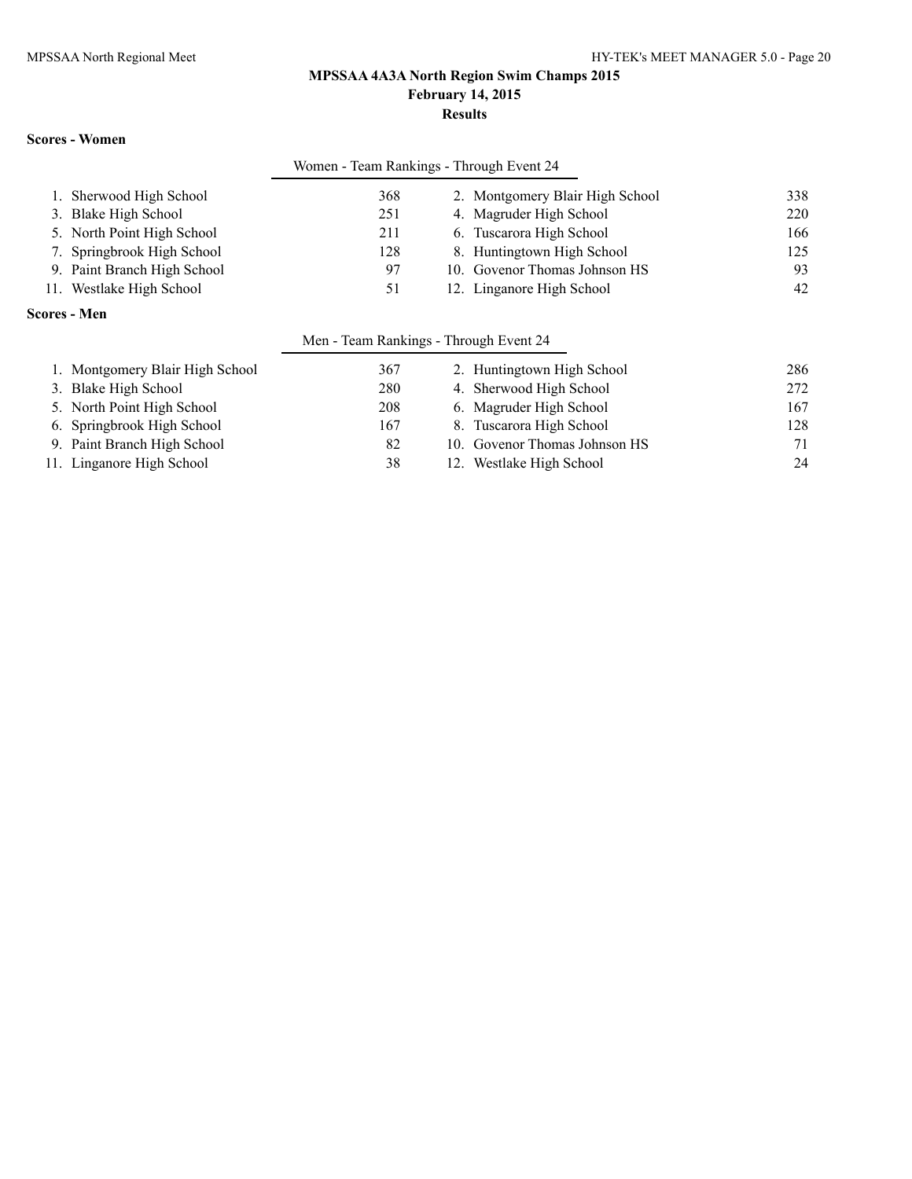# MPSSAA 4A3A North Region Swim Champs 2015

## February 14, 2015

## Results

### Scores - Women

Women - Team Rankings - Through Event 24

| | | | | | |
|---|---|---|---|---|---|
| 1. | Sherwood High School | 368 | 2. | Montgomery Blair High School | 338 |
| 3. | Blake High School | 251 | 4. | Magruder High School | 220 |
| 5. | North Point High School | 211 | 6. | Tuscarora High School | 166 |
| 7. | Springbrook High School | 128 | 8. | Huntingtown High School | 125 |
| 9. | Paint Branch High School | 97 | 10. | Govenor Thomas Johnson HS | 93 |
| 11. | Westlake High School | 51 | 12. | Linganore High School | 42 |

### Scores - Men

Men - Team Rankings - Through Event 24

| | | | | | |
|---|---|---|---|---|---|
| 1. | Montgomery Blair High School | 367 | 2. | Huntingtown High School | 286 |
| 3. | Blake High School | 280 | 4. | Sherwood High School | 272 |
| 5. | North Point High School | 208 | 6. | Magruder High School | 167 |
| 6. | Springbrook High School | 167 | 8. | Tuscarora High School | 128 |
| 9. | Paint Branch High School | 82 | 10. | Govenor Thomas Johnson HS | 71 |
| 11. | Linganore High School | 38 | 12. | Westlake High School | 24 |